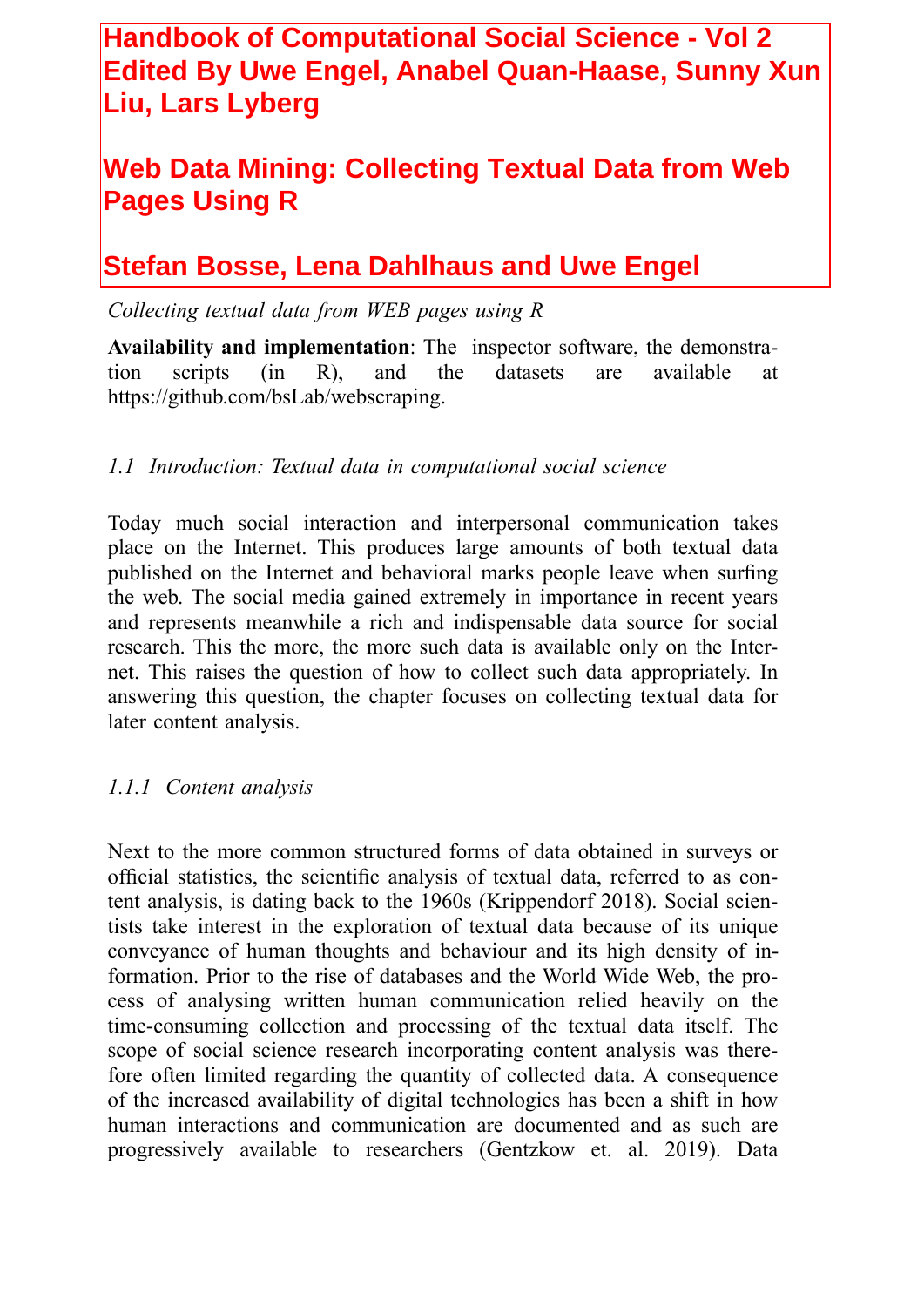# Handbook of Computational Social Science - Vol 2 Edited By Uwe Engel, Anabel Quan-Haase, Sunny Xun Liu, Lars Lyberg

# Web Data Mining: Collecting Textual Data from Web Pages Using R

# Stefan Bosse, Lena Dahlhaus and Uwe Engel

*Collecting textual data from WEB pages using R*

**Availability and implementation**: The inspector software, the demonstration scripts (in R), and the datasets are available at https://github.com/bsLab/webscraping.

## *1.1 Introduction: Textual data in computational social science*

Today much social interaction and interpersonal communication takes place on the Internet. This produces large amounts of both textual data published on the Internet and behavioral marks people leave when surfing the web. The social media gained extremely in importance in recent years and represents meanwhile a rich and indispensable data source for social research. This the more, the more such data is available only on the Internet. This raises the question of how to collect such data appropriately. In answering this question, the chapter focuses on collecting textual data for later content analysis.

### *1.1.1 Content analysis*

Next to the more common structured forms of data obtained in surveys or official statistics, the scientific analysis of textual data, referred to as content analysis, is dating back to the 1960s (Krippendorf 2018). Social scientists take interest in the exploration of textual data because of its unique conveyance of human thoughts and behaviour and its high density of information. Prior to the rise of databases and the World Wide Web, the process of analysing written human communication relied heavily on the time-consuming collection and processing of the textual data itself. The scope of social science research incorporating content analysis was therefore often limited regarding the quantity of collected data. A consequence of the increased availability of digital technologies has been a shift in how human interactions and communication are documented and as such are progressively available to researchers (Gentzkow et. al. 2019). Data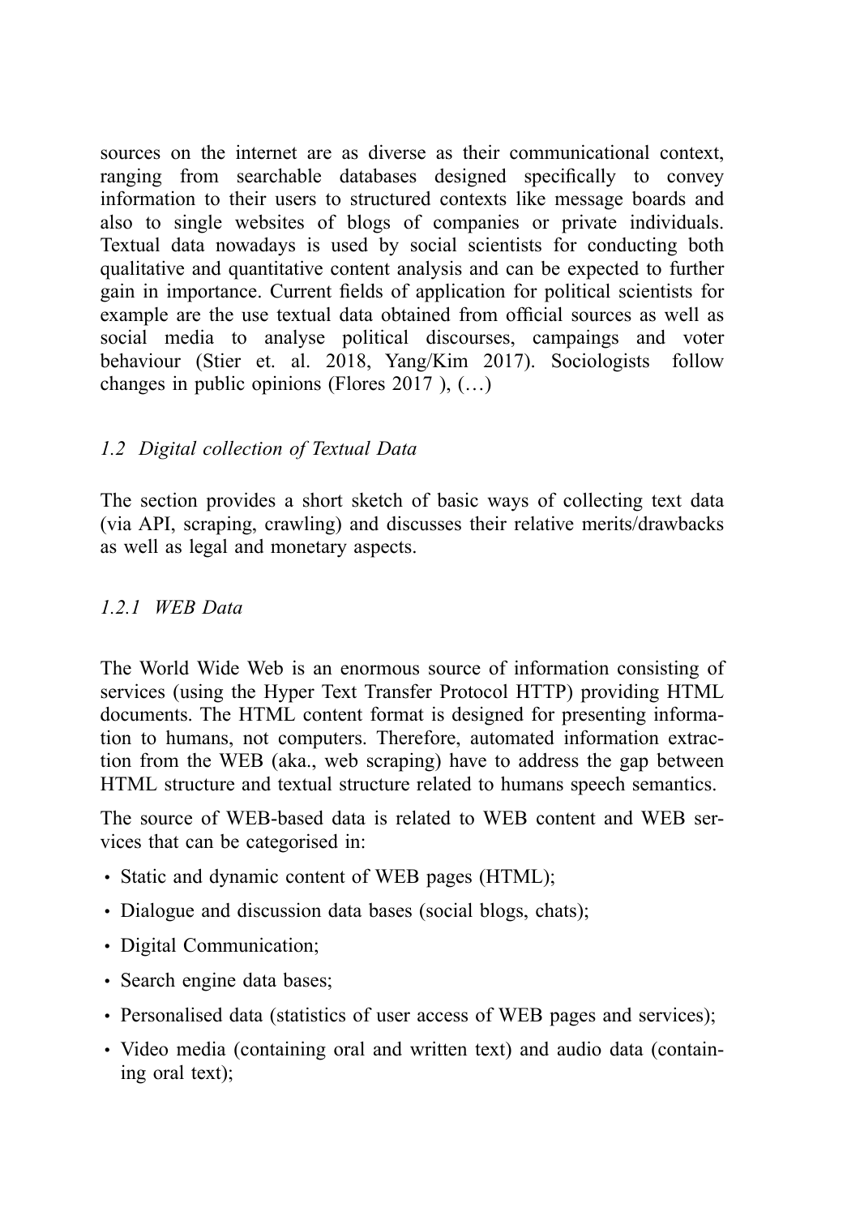sources on the internet are as diverse as their communicational context, ranging from searchable databases designed specifically to convey information to their users to structured contexts like message boards and also to single websites of blogs of companies or private individuals. Textual data nowadays is used by social scientists for conducting both qualitative and quantitative content analysis and can be expected to further gain in importance. Current fields of application for political scientists for example are the use textual data obtained from official sources as well as social media to analyse political discourses, campaings and voter behaviour (Stier et. al. 2018, Yang/Kim 2017). Sociologists follow changes in public opinions (Flores 2017 ), (…)

### *1.2 Digital collection of Textual Data*

The section provides a short sketch of basic ways of collecting text data (via API, scraping, crawling) and discusses their relative merits/drawbacks as well as legal and monetary aspects.

#### *1.2.1 WEB Data*

The World Wide Web is an enormous source of information consisting of services (using the Hyper Text Transfer Protocol HTTP) providing HTML documents. The HTML content format is designed for presenting information to humans, not computers. Therefore, automated information extraction from the WEB (aka., web scraping) have to address the gap between HTML structure and textual structure related to humans speech semantics.

The source of WEB-based data is related to WEB content and WEB services that can be categorised in:

- Static and dynamic content of WEB pages (HTML);
- Dialogue and discussion data bases (social blogs, chats);
- Digital Communication;
- Search engine data bases;
- Personalised data (statistics of user access of WEB pages and services);
- Video media (containing oral and written text) and audio data (containing oral text);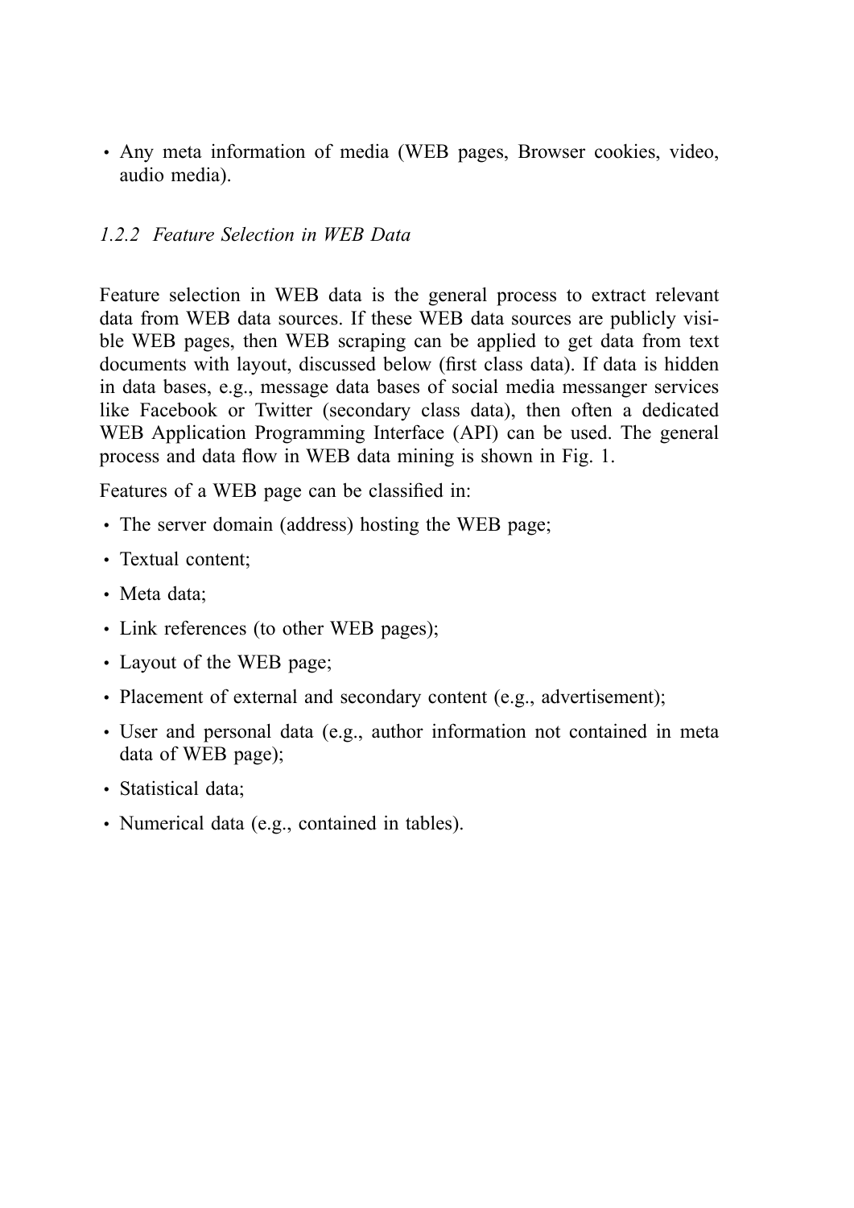- Any meta information of media (WEB pages, Browser cookies, video, audio media).

### *1.2.2 Feature Selection in WEB Data*

Feature selection in WEB data is the general process to extract relevant data from WEB data sources. If these WEB data sources are publicly visible WEB pages, then WEB scraping can be applied to get data from text documents with layout, discussed below (first class data). If data is hidden in data bases, e.g., message data bases of social media messanger services like Facebook or Twitter (secondary class data), then often a dedicated WEB Application Programming Interface (API) can be used. The general process and data flow in WEB data mining is shown in Fig. 1.

Features of a WEB page can be classified in:

- The server domain (address) hosting the WEB page;
- Textual content;
- Meta data;
- Link references (to other WEB pages);
- Layout of the WEB page;
- Placement of external and secondary content (e.g., advertisement);
- User and personal data (e.g., author information not contained in meta data of WEB page);
- Statistical data;
- Numerical data (e.g., contained in tables).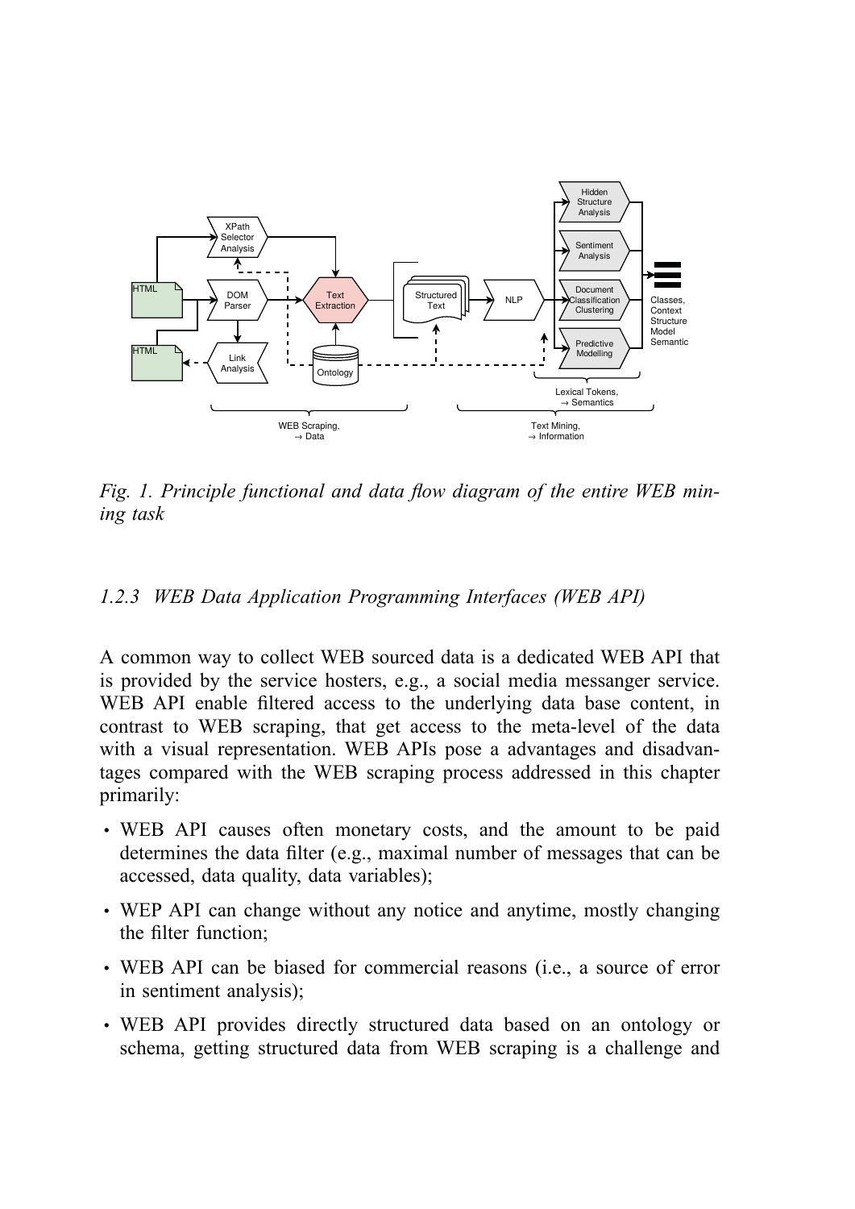*Fig. 1. Principle functional and data flow diagram of the entire WEB mining task*

### 1.2.3 WEB Data Application Programming Interfaces (WEB API)

A common way to collect WEB sourced data is a dedicated WEB API that is provided by the service hosters, e.g., a social media messanger service. WEB API enable filtered access to the underlying data base content, in contrast to WEB scraping, that get access to the meta-level of the data with a visual representation. WEB APIs pose a advantages and disadvantages compared with the WEB scraping process addressed in this chapter primarily:

- WEB API causes often monetary costs, and the amount to be paid determines the data filter (e.g., maximal number of messages that can be accessed, data quality, data variables);
- WEP API can change without any notice and anytime, mostly changing the filter function;
- WEB API can be biased for commercial reasons (i.e., a source of error in sentiment analysis);
- WEB API provides directly structured data based on an ontology or schema, getting structured data from WEB scraping is a challenge and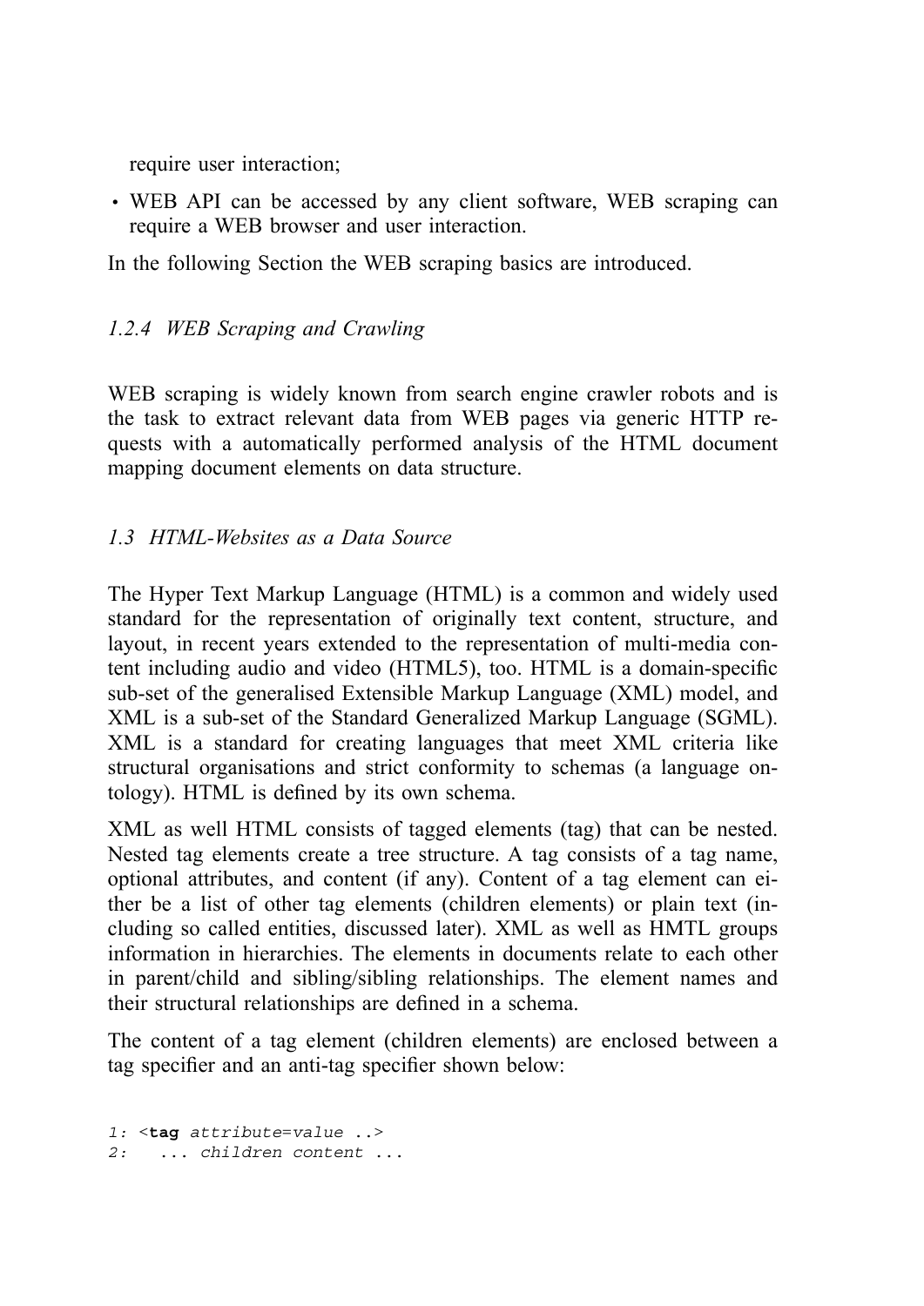require user interaction;

- WEB API can be accessed by any client software, WEB scraping can require a WEB browser and user interaction.

In the following Section the WEB scraping basics are introduced.

### *1.2.4 WEB Scraping and Crawling*

WEB scraping is widely known from search engine crawler robots and is the task to extract relevant data from WEB pages via generic HTTP requests with a automatically performed analysis of the HTML document mapping document elements on data structure.

## *1.3 HTML-Websites as a Data Source*

The Hyper Text Markup Language (HTML) is a common and widely used standard for the representation of originally text content, structure, and layout, in recent years extended to the representation of multi-media content including audio and video (HTML5), too. HTML is a domain-specific sub-set of the generalised Extensible Markup Language (XML) model, and XML is a sub-set of the Standard Generalized Markup Language (SGML). XML is a standard for creating languages that meet XML criteria like structural organisations and strict conformity to schemas (a language ontology). HTML is defined by its own schema.

XML as well HTML consists of tagged elements (tag) that can be nested. Nested tag elements create a tree structure. A tag consists of a tag name, optional attributes, and content (if any). Content of a tag element can either be a list of other tag elements (children elements) or plain text (including so called entities, discussed later). XML as well as HMTL groups information in hierarchies. The elements in documents relate to each other in parent/child and sibling/sibling relationships. The element names and their structural relationships are defined in a schema.

The content of a tag element (children elements) are enclosed between a tag specifier and an anti-tag specifier shown below:

```
1: <tag attribute=value ..>
2:   ... children content ...
```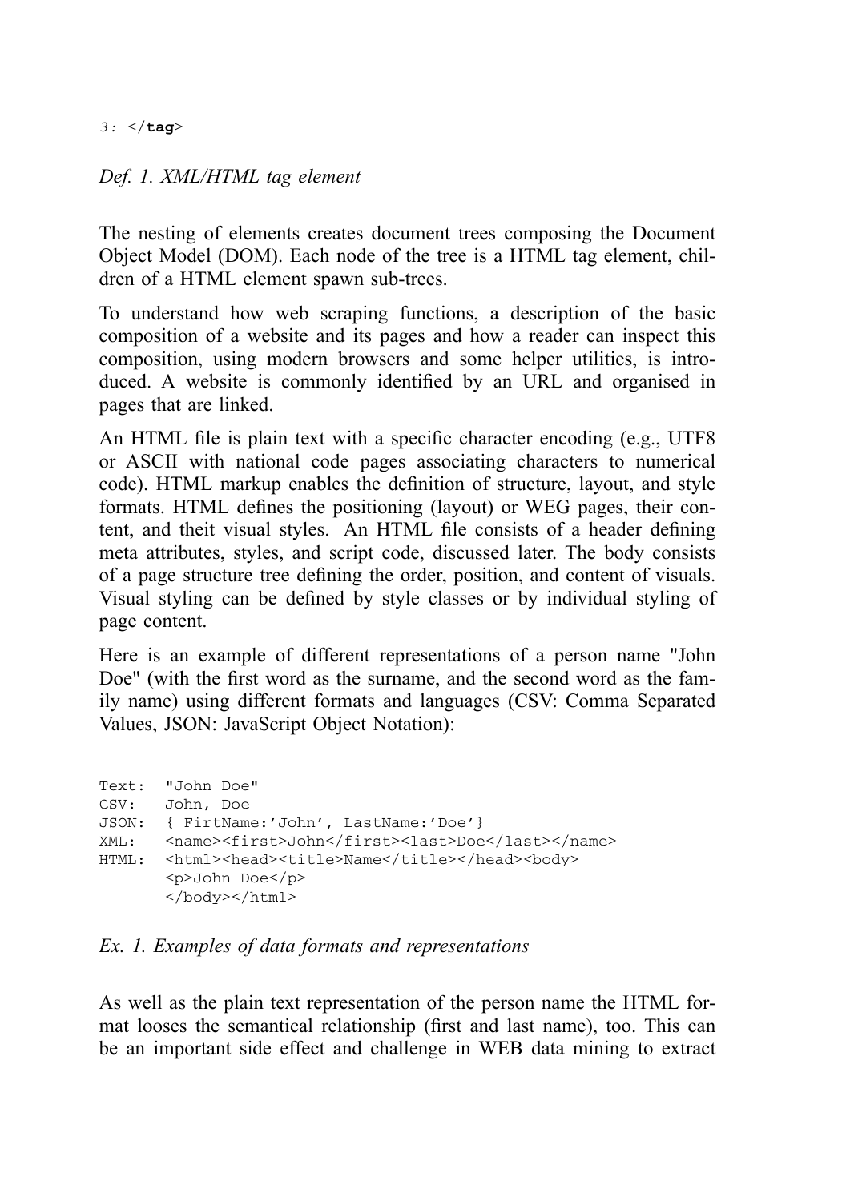```
3: </tag>
```

*Def. 1. XML/HTML tag element*

The nesting of elements creates document trees composing the Document Object Model (DOM). Each node of the tree is a HTML tag element, children of a HTML element spawn sub-trees.

To understand how web scraping functions, a description of the basic composition of a website and its pages and how a reader can inspect this composition, using modern browsers and some helper utilities, is introduced. A website is commonly identified by an URL and organised in pages that are linked.

An HTML file is plain text with a specific character encoding (e.g., UTF8 or ASCII with national code pages associating characters to numerical code). HTML markup enables the definition of structure, layout, and style formats. HTML defines the positioning (layout) or WEG pages, their content, and theit visual styles. An HTML file consists of a header defining meta attributes, styles, and script code, discussed later. The body consists of a page structure tree defining the order, position, and content of visuals. Visual styling can be defined by style classes or by individual styling of page content.

Here is an example of different representations of a person name "John Doe" (with the first word as the surname, and the second word as the family name) using different formats and languages (CSV: Comma Separated Values, JSON: JavaScript Object Notation):

```
Text:  "John Doe"
CSV:   John, Doe
JSON:  { FirtName:'John', LastName:'Doe'}
XML:   <name><first>John</first><last>Doe</last></name>
HTML:  <html><head><title>Name</title></head><body>
       <p>John Doe</p>
       </body></html>
```

*Ex. 1. Examples of data formats and representations*

As well as the plain text representation of the person name the HTML format looses the semantical relationship (first and last name), too. This can be an important side effect and challenge in WEB data mining to extract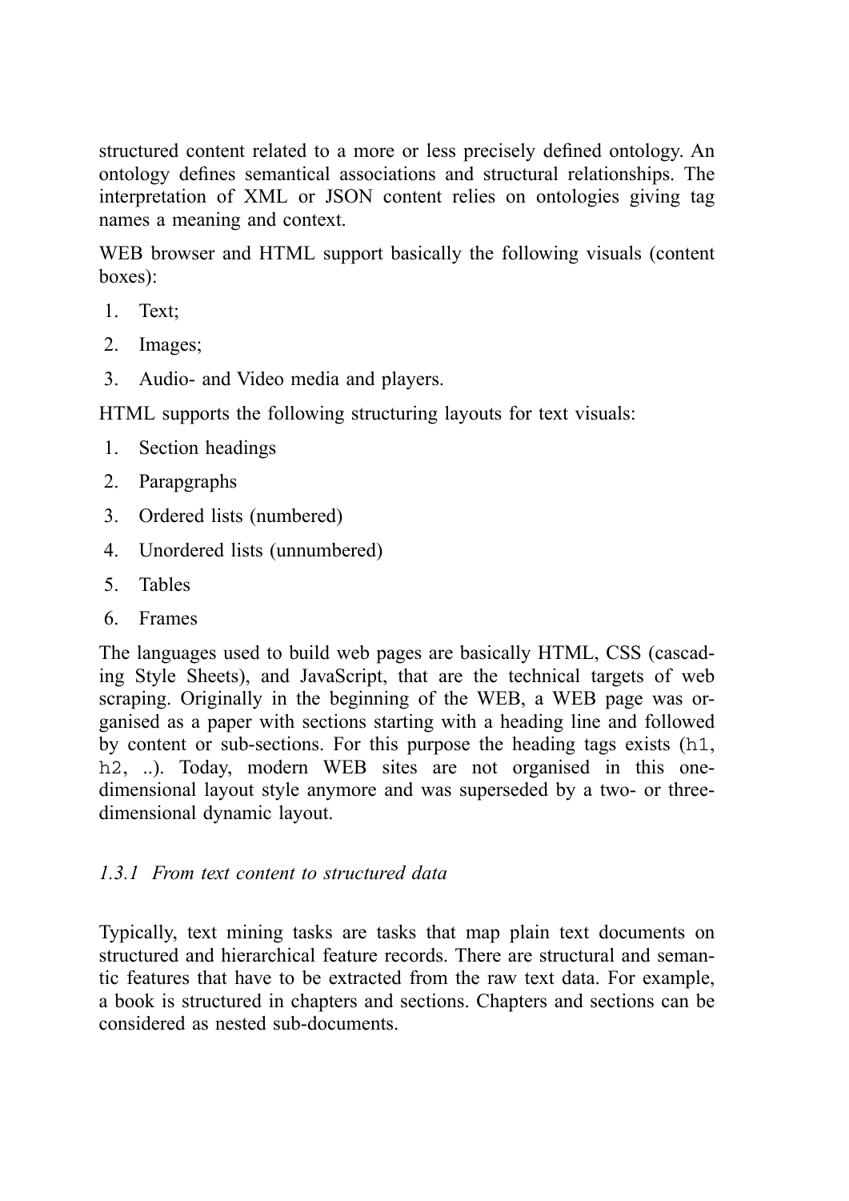structured content related to a more or less precisely defined ontology. An ontology defines semantical associations and structural relationships. The interpretation of XML or JSON content relies on ontologies giving tag names a meaning and context.

WEB browser and HTML support basically the following visuals (content boxes):

1. Text;
2. Images;
3. Audio- and Video media and players.

HTML supports the following structuring layouts for text visuals:

1. Section headings
2. Parapgraphs
3. Ordered lists (numbered)
4. Unordered lists (unnumbered)
5. Tables
6. Frames

The languages used to build web pages are basically HTML, CSS (cascading Style Sheets), and JavaScript, that are the technical targets of web scraping. Originally in the beginning of the WEB, a WEB page was organised as a paper with sections starting with a heading line and followed by content or sub-sections. For this purpose the heading tags exists (`h1`, `h2`, ..). Today, modern WEB sites are not organised in this one-dimensional layout style anymore and was superseded by a two- or three-dimensional dynamic layout.

### *1.3.1 From text content to structured data*

Typically, text mining tasks are tasks that map plain text documents on structured and hierarchical feature records. There are structural and semantic features that have to be extracted from the raw text data. For example, a book is structured in chapters and sections. Chapters and sections can be considered as nested sub-documents.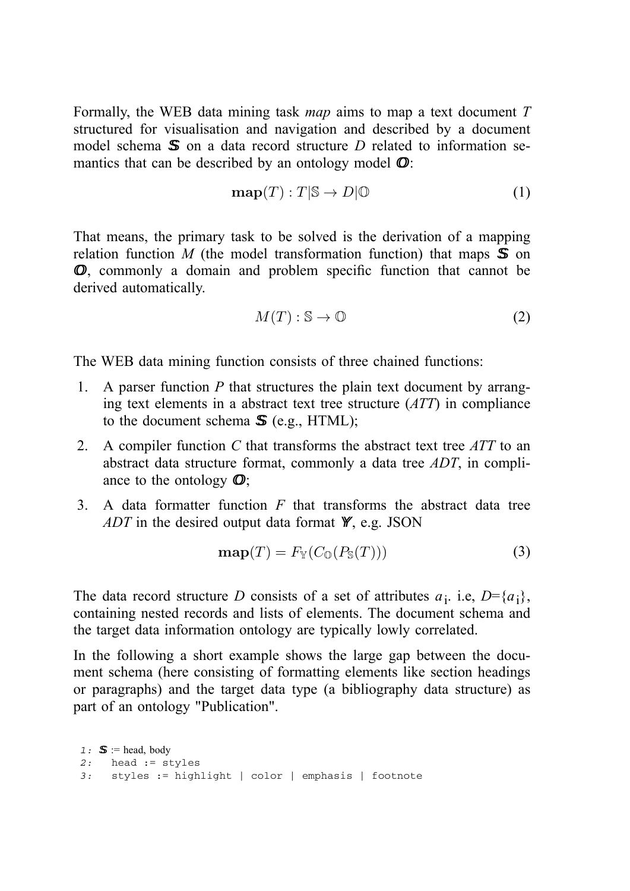Formally, the WEB data mining task *map* aims to map a text document *T* structured for visualisation and navigation and described by a document model schema $\mathbb{S}$ on a data record structure *D* related to information semantics that can be described by an ontology model $\mathbb{O}$:

$$\mathbf{map}(T) : T|\mathbb{S} \rightarrow D|\mathbb{O} \tag{1}$$

That means, the primary task to be solved is the derivation of a mapping relation function *M* (the model transformation function) that maps $\mathbb{S}$ on $\mathbb{O}$, commonly a domain and problem specific function that cannot be derived automatically.

$$M(T) : \mathbb{S} \rightarrow \mathbb{O} \tag{2}$$

The WEB data mining function consists of three chained functions:

1. A parser function *P* that structures the plain text document by arranging text elements in a abstract text tree structure (*ATT*) in compliance to the document schema $\mathbb{S}$ (e.g., HTML);
2. A compiler function *C* that transforms the abstract text tree *ATT* to an abstract data structure format, commonly a data tree *ADT*, in compliance to the ontology $\mathbb{O}$;
3. A data formatter function *F* that transforms the abstract data tree *ADT* in the desired output data format $\mathbb{Y}$, e.g. JSON

$$\mathbf{map}(T) = F_{\mathbb{Y}}(C_{\mathbb{O}}(P_{\mathbb{S}}(T))) \tag{3}$$

The data record structure *D* consists of a set of attributes $a_i$. i.e, $D=\{a_i\}$, containing nested records and lists of elements. The document schema and the target data information ontology are typically lowly correlated.

In the following a short example shows the large gap between the document schema (here consisting of formatting elements like section headings or paragraphs) and the target data type (a bibliography data structure) as part of an ontology "Publication".

```
1: 𝕊 := head, body
2:   head := styles
3:   styles := highlight | color | emphasis | footnote
```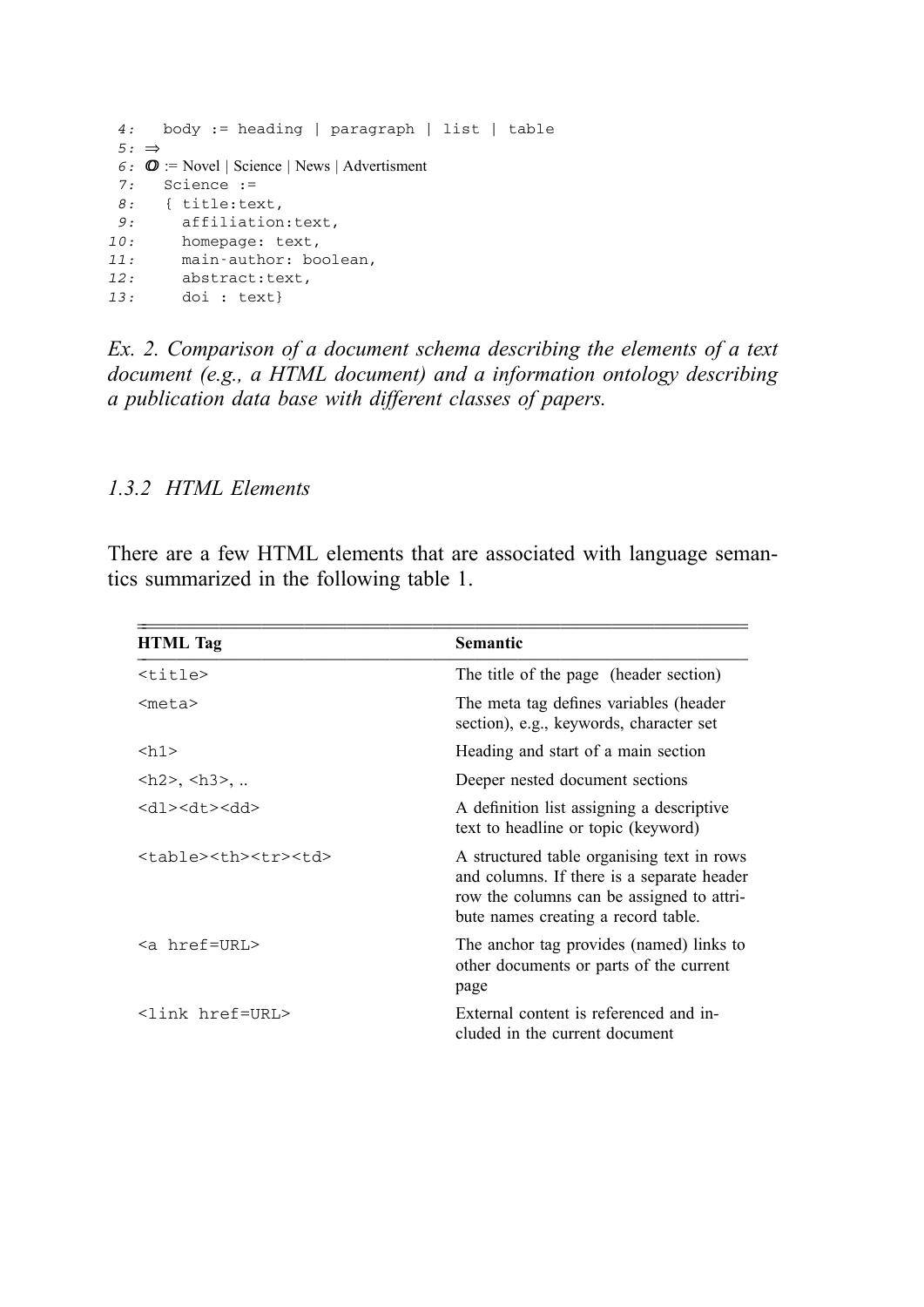```
 4:   body := heading | paragraph | list | table
 5: ⇒
 6: 𝕆 := Novel | Science | News | Advertisment
 7:   Science :=
 8:   { title:text,
 9:     affiliation:text,
10:     homepage: text,
11:     main-author: boolean,
12:     abstract:text,
13:     doi : text}
```

*Ex. 2. Comparison of a document schema describing the elements of a text document (e.g., a HTML document) and a information ontology describing a publication data base with different classes of papers.*

### 1.3.2 HTML Elements

There are a few HTML elements that are associated with language semantics summarized in the following table 1.

| HTML Tag | Semantic |
|---|---|
| `<title>` | The title of the page (header section) |
| `<meta>` | The meta tag defines variables (header section), e.g., keywords, character set |
| `<h1>` | Heading and start of a main section |
| `<h2>`, `<h3>`, .. | Deeper nested document sections |
| `<dl><dt><dd>` | A definition list assigning a descriptive text to headline or topic (keyword) |
| `<table><th><tr><td>` | A structured table organising text in rows and columns. If there is a separate header row the columns can be assigned to attribute names creating a record table. |
| `<a href=URL>` | The anchor tag provides (named) links to other documents or parts of the current page |
| `<link href=URL>` | External content is referenced and included in the current document |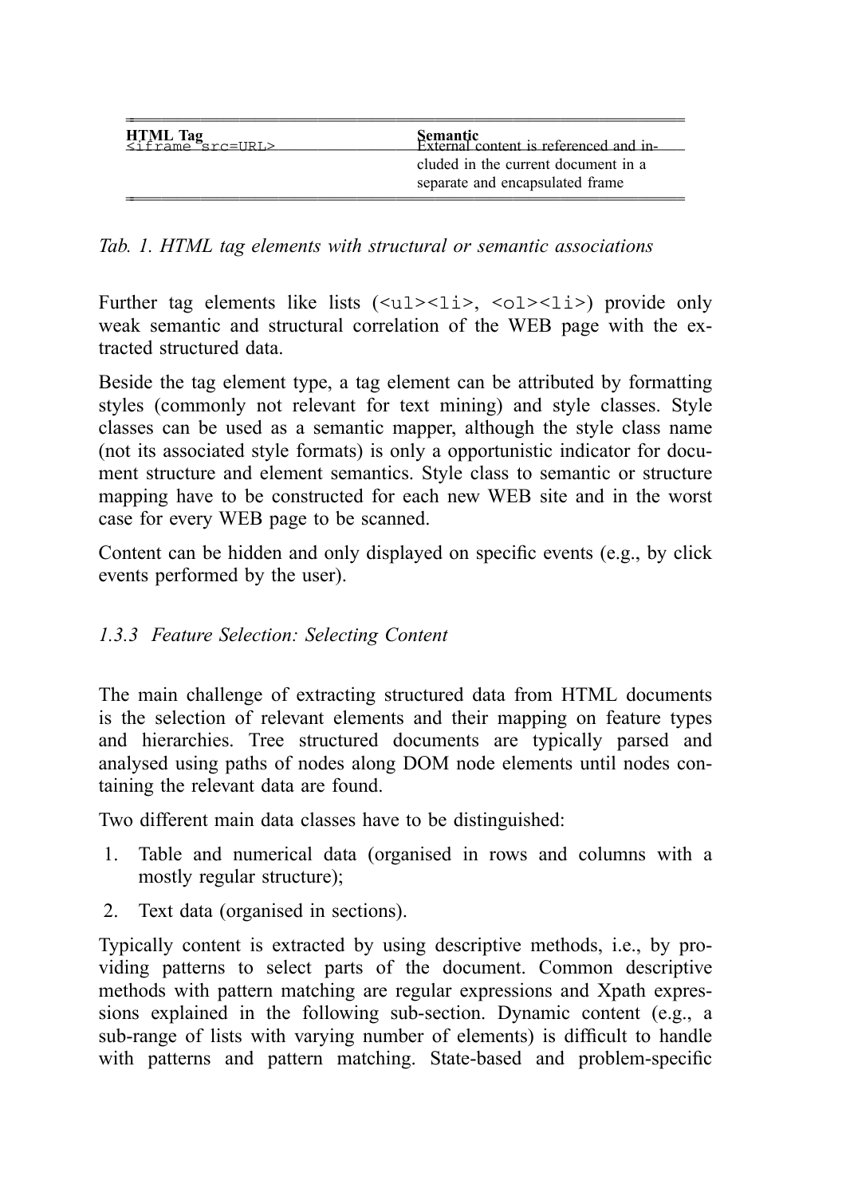| HTML Tag | Semantic |
|---|---|
| `<iframe src=URL>` | External content is referenced and included in the current document in a separate and encapsulated frame |

*Tab. 1. HTML tag elements with structural or semantic associations*

Further tag elements like lists (`<ul><li>`, `<ol><li>`) provide only weak semantic and structural correlation of the WEB page with the extracted structured data.

Beside the tag element type, a tag element can be attributed by formatting styles (commonly not relevant for text mining) and style classes. Style classes can be used as a semantic mapper, although the style class name (not its associated style formats) is only a opportunistic indicator for document structure and element semantics. Style class to semantic or structure mapping have to be constructed for each new WEB site and in the worst case for every WEB page to be scanned.

Content can be hidden and only displayed on specific events (e.g., by click events performed by the user).

### *1.3.3 Feature Selection: Selecting Content*

The main challenge of extracting structured data from HTML documents is the selection of relevant elements and their mapping on feature types and hierarchies. Tree structured documents are typically parsed and analysed using paths of nodes along DOM node elements until nodes containing the relevant data are found.

Two different main data classes have to be distinguished:

1. Table and numerical data (organised in rows and columns with a mostly regular structure);
2. Text data (organised in sections).

Typically content is extracted by using descriptive methods, i.e., by providing patterns to select parts of the document. Common descriptive methods with pattern matching are regular expressions and Xpath expressions explained in the following sub-section. Dynamic content (e.g., a sub-range of lists with varying number of elements) is difficult to handle with patterns and pattern matching. State-based and problem-specific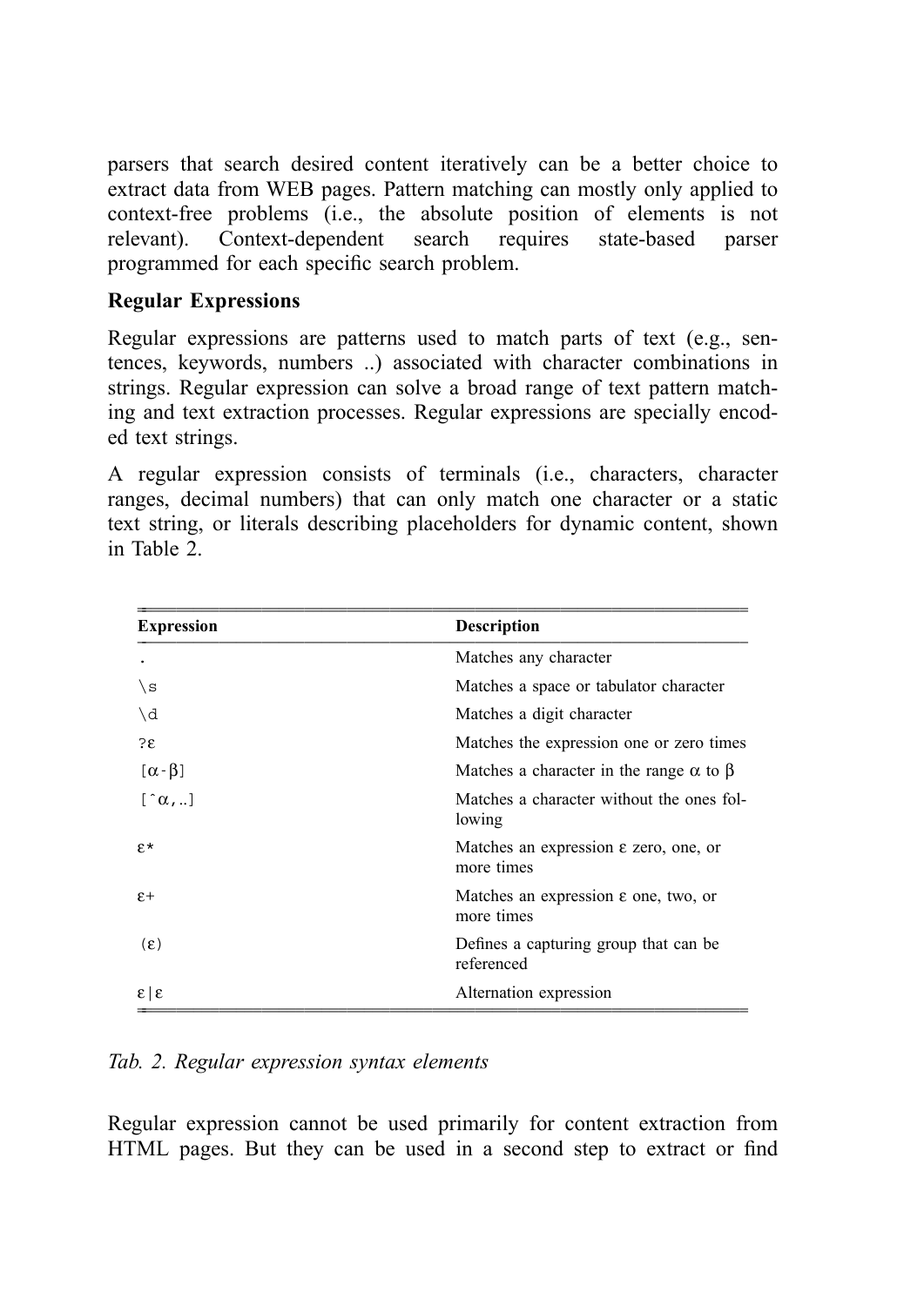parsers that search desired content iteratively can be a better choice to extract data from WEB pages. Pattern matching can mostly only applied to context-free problems (i.e., the absolute position of elements is not relevant). Context-dependent search requires state-based parser programmed for each specific search problem.

**Regular Expressions**

Regular expressions are patterns used to match parts of text (e.g., sentences, keywords, numbers ..) associated with character combinations in strings. Regular expression can solve a broad range of text pattern matching and text extraction processes. Regular expressions are specially encoded text strings.

A regular expression consists of terminals (i.e., characters, character ranges, decimal numbers) that can only match one character or a static text string, or literals describing placeholders for dynamic content, shown in Table 2.

| Expression | Description |
|---|---|
| `.` | Matches any character |
| `\s` | Matches a space or tabulator character |
| `\d` | Matches a digit character |
| `?ε` | Matches the expression one or zero times |
| `[α-β]` | Matches a character in the range α to β |
| `[^α,..]` | Matches a character without the ones following |
| `ε*` | Matches an expression ε zero, one, or more times |
| `ε+` | Matches an expression ε one, two, or more times |
| `(ε)` | Defines a capturing group that can be referenced |
| `ε\|ε` | Alternation expression |

*Tab. 2. Regular expression syntax elements*

Regular expression cannot be used primarily for content extraction from HTML pages. But they can be used in a second step to extract or find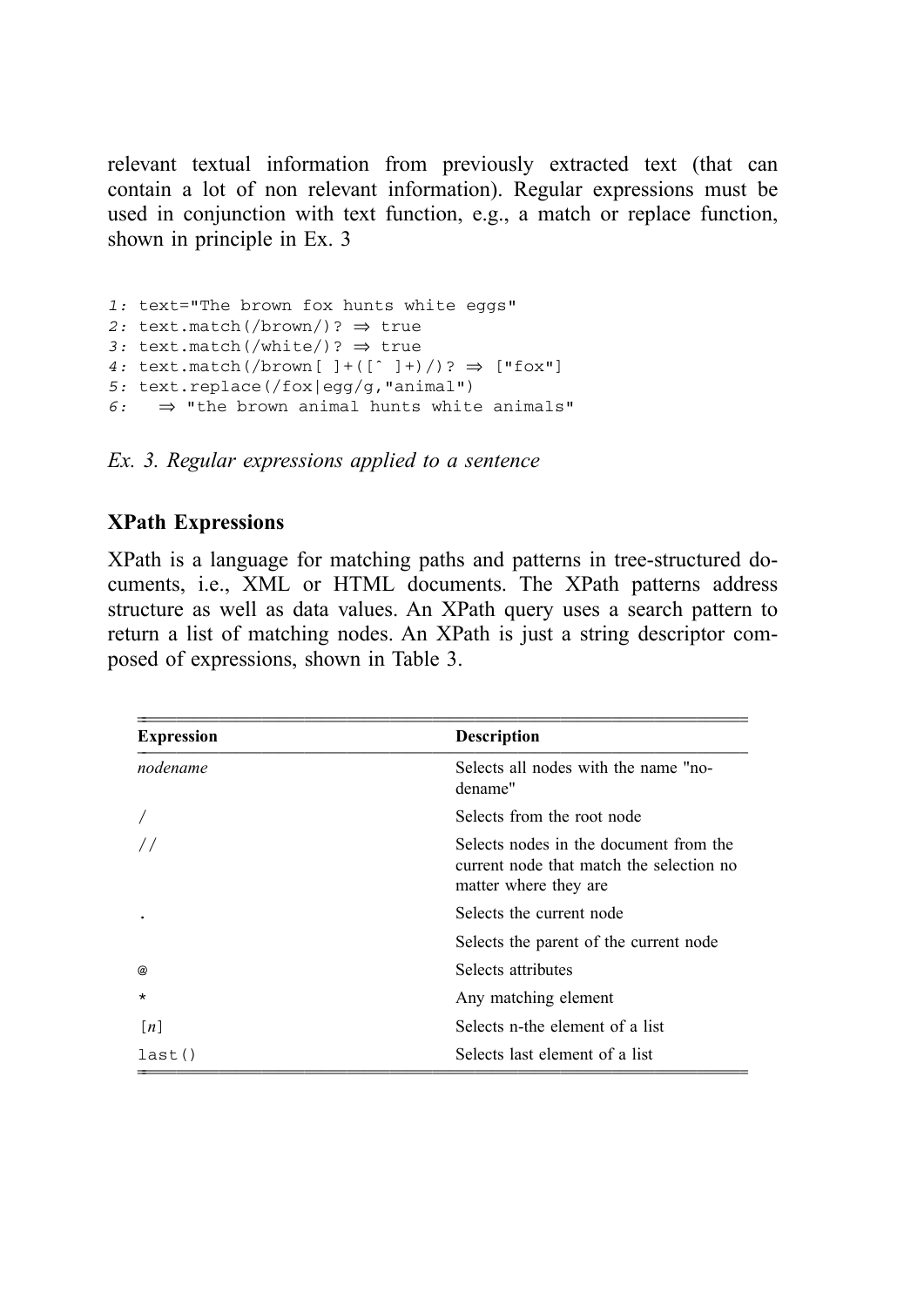relevant textual information from previously extracted text (that can contain a lot of non relevant information). Regular expressions must be used in conjunction with text function, e.g., a match or replace function, shown in principle in Ex. 3

```
1: text="The brown fox hunts white eggs"
2: text.match(/brown/)? ⇒ true
3: text.match(/white/)? ⇒ true
4: text.match(/brown[ ]+([ˆ ]+)/)? ⇒ ["fox"]
5: text.replace(/fox|egg/g,"animal")
6:   ⇒ "the brown animal hunts white animals"
```

*Ex. 3. Regular expressions applied to a sentence*

### XPath Expressions

XPath is a language for matching paths and patterns in tree-structured documents, i.e., XML or HTML documents. The XPath patterns address structure as well as data values. An XPath query uses a search pattern to return a list of matching nodes. An XPath is just a string descriptor composed of expressions, shown in Table 3.

| Expression | Description |
|---|---|
| *nodename* | Selects all nodes with the name "nodename" |
| / | Selects from the root node |
| // | Selects nodes in the document from the current node that match the selection no matter where they are |
| . | Selects the current node |
| | Selects the parent of the current node |
| @ | Selects attributes |
| * | Any matching element |
| [*n*] | Selects n-the element of a list |
| last() | Selects last element of a list |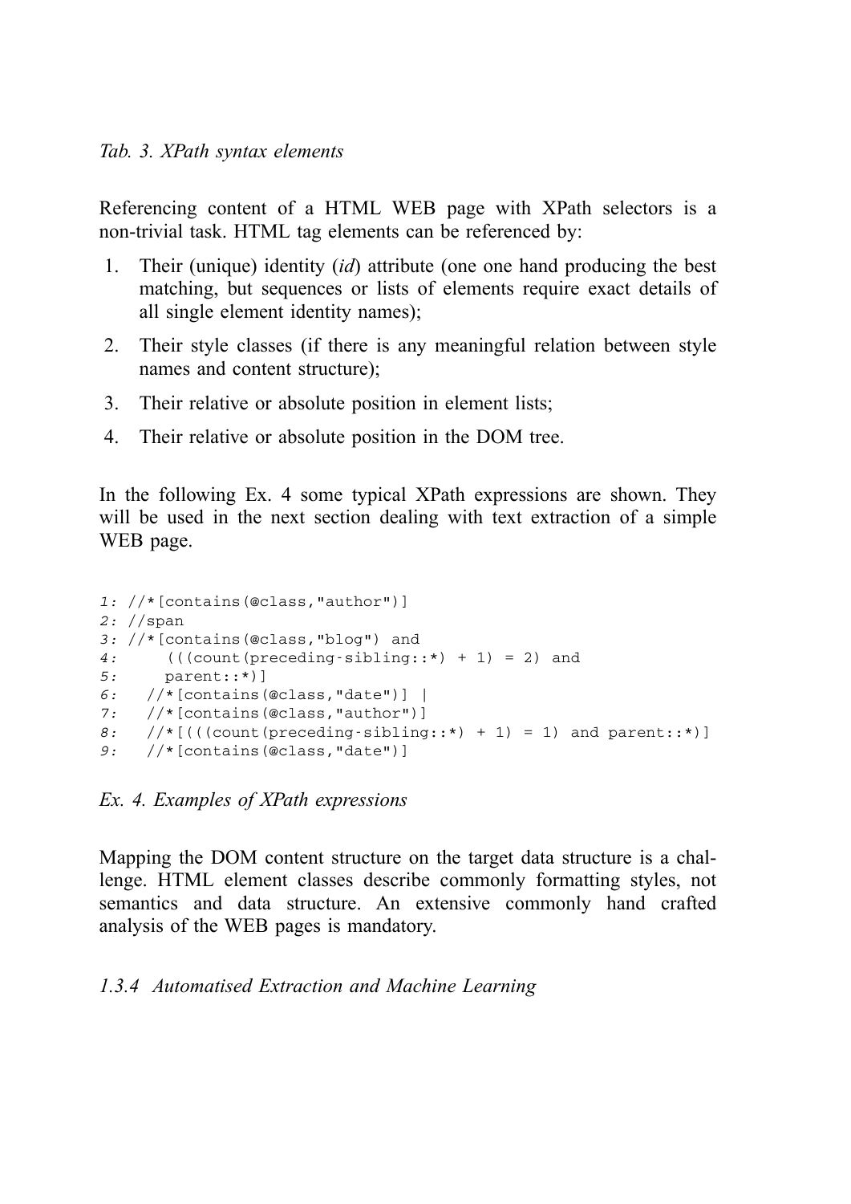*Tab. 3. XPath syntax elements*

Referencing content of a HTML WEB page with XPath selectors is a non-trivial task. HTML tag elements can be referenced by:

1. Their (unique) identity (*id*) attribute (one one hand producing the best matching, but sequences or lists of elements require exact details of all single element identity names);
2. Their style classes (if there is any meaningful relation between style names and content structure);
3. Their relative or absolute position in element lists;
4. Their relative or absolute position in the DOM tree.

In the following Ex. 4 some typical XPath expressions are shown. They will be used in the next section dealing with text extraction of a simple WEB page.

```
1: //*[contains(@class,"author")]
2: //span
3: //*[contains(@class,"blog") and
4:     (((count(preceding-sibling::*) + 1) = 2) and
5:     parent::*)]
6:   //*[contains(@class,"date")] |
7:   //*[contains(@class,"author")]
8:   //*[(((count(preceding-sibling::*) + 1) = 1) and parent::*)]
9:   //*[contains(@class,"date")]
```

*Ex. 4. Examples of XPath expressions*

Mapping the DOM content structure on the target data structure is a challenge. HTML element classes describe commonly formatting styles, not semantics and data structure. An extensive commonly hand crafted analysis of the WEB pages is mandatory.

### *1.3.4 Automatised Extraction and Machine Learning*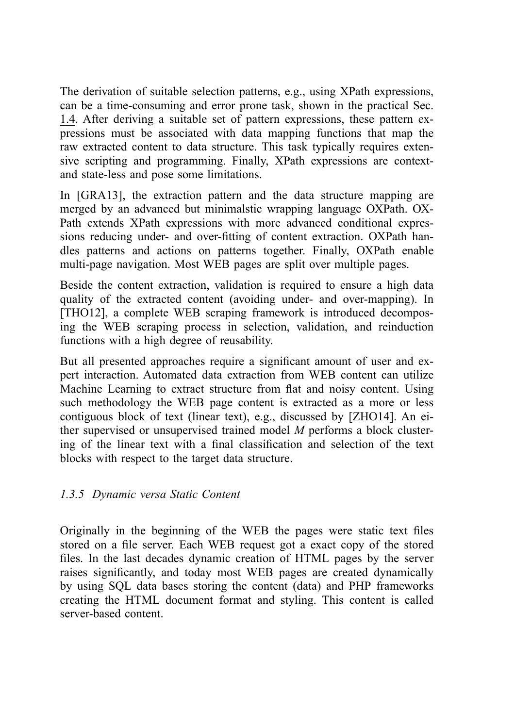The derivation of suitable selection patterns, e.g., using XPath expressions, can be a time-consuming and error prone task, shown in the practical Sec. 1.4. After deriving a suitable set of pattern expressions, these pattern expressions must be associated with data mapping functions that map the raw extracted content to data structure. This task typically requires extensive scripting and programming. Finally, XPath expressions are context- and state-less and pose some limitations.

In [GRA13], the extraction pattern and the data structure mapping are merged by an advanced but minimalstic wrapping language OXPath. OXPath extends XPath expressions with more advanced conditional expressions reducing under- and over-fitting of content extraction. OXPath handles patterns and actions on patterns together. Finally, OXPath enable multi-page navigation. Most WEB pages are split over multiple pages.

Beside the content extraction, validation is required to ensure a high data quality of the extracted content (avoiding under- and over-mapping). In [THO12], a complete WEB scraping framework is introduced decomposing the WEB scraping process in selection, validation, and reinduction functions with a high degree of reusability.

But all presented approaches require a significant amount of user and expert interaction. Automated data extraction from WEB content can utilize Machine Learning to extract structure from flat and noisy content. Using such methodology the WEB page content is extracted as a more or less contiguous block of text (linear text), e.g., discussed by [ZHO14]. An either supervised or unsupervised trained model $M$ performs a block clustering of the linear text with a final classification and selection of the text blocks with respect to the target data structure.

### *1.3.5 Dynamic versa Static Content*

Originally in the beginning of the WEB the pages were static text files stored on a file server. Each WEB request got a exact copy of the stored files. In the last decades dynamic creation of HTML pages by the server raises significantly, and today most WEB pages are created dynamically by using SQL data bases storing the content (data) and PHP frameworks creating the HTML document format and styling. This content is called server-based content.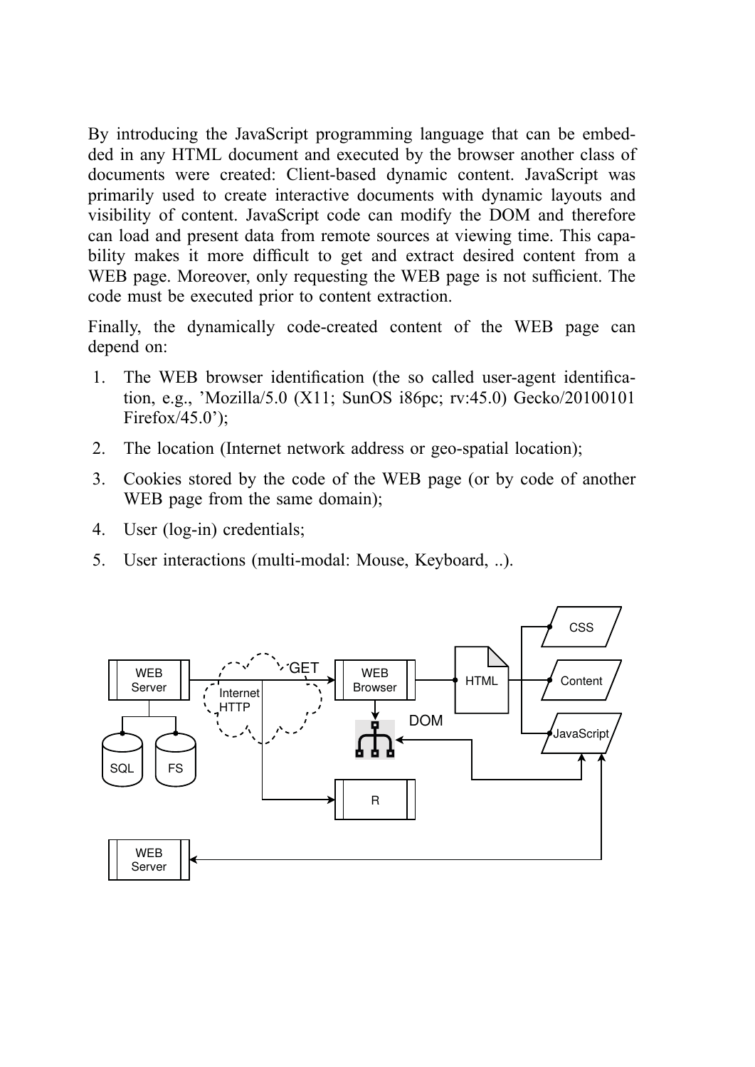By introducing the JavaScript programming language that can be embedded in any HTML document and executed by the browser another class of documents were created: Client-based dynamic content. JavaScript was primarily used to create interactive documents with dynamic layouts and visibility of content. JavaScript code can modify the DOM and therefore can load and present data from remote sources at viewing time. This capability makes it more difficult to get and extract desired content from a WEB page. Moreover, only requesting the WEB page is not sufficient. The code must be executed prior to content extraction.

Finally, the dynamically code-created content of the WEB page can depend on:

1. The WEB browser identification (the so called user-agent identification, e.g., 'Mozilla/5.0 (X11; SunOS i86pc; rv:45.0) Gecko/20100101 Firefox/45.0');
2. The location (Internet network address or geo-spatial location);
3. Cookies stored by the code of the WEB page (or by code of another WEB page from the same domain);
4. User (log-in) credentials;
5. User interactions (multi-modal: Mouse, Keyboard, ..).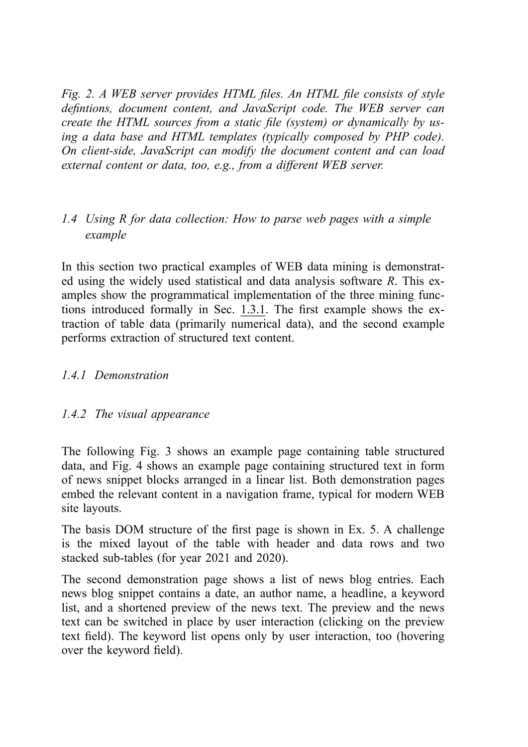*Fig. 2. A WEB server provides HTML files. An HTML file consists of style defintions, document content, and JavaScript code. The WEB server can create the HTML sources from a static file (system) or dynamically by using a data base and HTML templates (typically composed by PHP code). On client-side, JavaScript can modify the document content and can load external content or data, too, e.g., from a different WEB server.*

## 1.4 Using R for data collection: How to parse web pages with a simple example

In this section two practical examples of WEB data mining is demonstrated using the widely used statistical and data analysis software *R*. This examples show the programmatical implementation of the three mining functions introduced formally in Sec. 1.3.1. The first example shows the extraction of table data (primarily numerical data), and the second example performs extraction of structured text content.

### 1.4.1 Demonstration

### 1.4.2 The visual appearance

The following Fig. 3 shows an example page containing table structured data, and Fig. 4 shows an example page containing structured text in form of news snippet blocks arranged in a linear list. Both demonstration pages embed the relevant content in a navigation frame, typical for modern WEB site layouts.

The basis DOM structure of the first page is shown in Ex. 5. A challenge is the mixed layout of the table with header and data rows and two stacked sub-tables (for year 2021 and 2020).

The second demonstration page shows a list of news blog entries. Each news blog snippet contains a date, an author name, a headline, a keyword list, and a shortened preview of the news text. The preview and the news text can be switched in place by user interaction (clicking on the preview text field). The keyword list opens only by user interaction, too (hovering over the keyword field).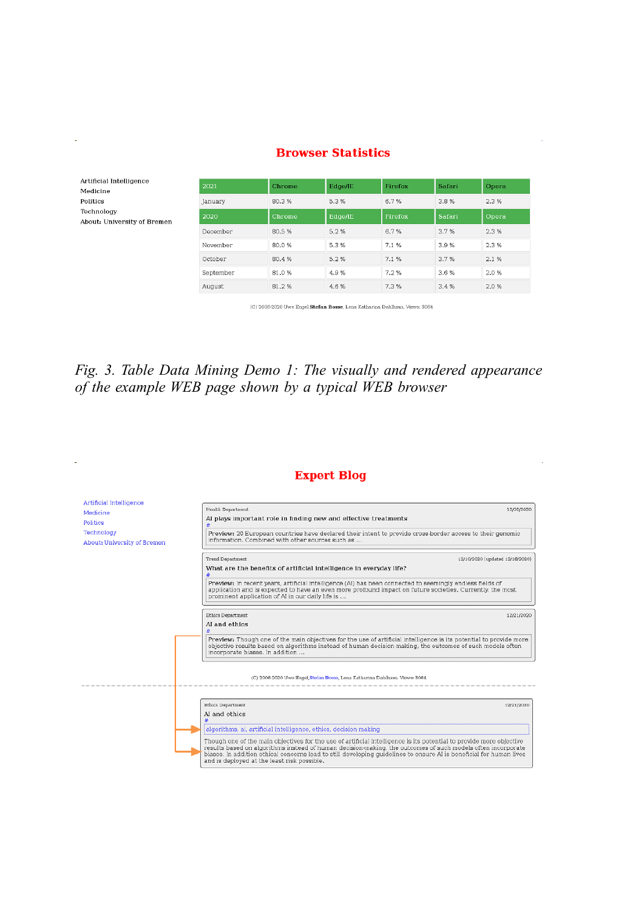## Browser Statistics

Artificial Intelligence
Medicine
Politics
Technology
About: University of Bremen

| 2021 | Chrome | Edge/IE | Firefox | Safari | Opera |
|---|---|---|---|---|---|
| January | 80.3 % | 5.3 % | 6.7 % | 3.8 % | 2.3 % |
| 2020 | Chrome | Edge/IE | Firefox | Safari | Opera |
| December | 80.5 % | 5.2 % | 6.7 % | 3.7 % | 2.3 % |
| November | 80.0 % | 5.3 % | 7.1 % | 3.9 % | 2.3 % |
| October | 80.4 % | 5.2 % | 7.1 % | 3.7 % | 2.1 % |
| September | 81.0 % | 4.9 % | 7.2 % | 3.6 % | 2.0 % |
| August | 81.2 % | 4.6 % | 7.3 % | 3.4 % | 2.0 % |

(C) 2006-2020 Uwe Engel,**Stefan Bosse**, Lena Katharina Dahlhaus. Views: 3064

*Fig. 3. Table Data Mining Demo 1: The visually and rendered appearance of the example WEB page shown by a typical WEB browser*

## Expert Blog

Artificial Intelligence
Medicine
Politics
Technology
About: University of Bremen

Health Department 12/02/2020
AI plays important role in finding new and effective treatments
#
**Preview:** 20 European countries have declared their intent to provide cross-border access to their genomic information. Combined with other sources such as ...

Trend Department 12/10/2020 (updated 12/18/2020)
What are the benefits of artificial intelligence in everyday life?
#
**Preview:** In recent years, artificial intelligence (AI) has been connected to seemingly endless fields of application and is expected to have an even more profound impact on future societies. Currently, the most prominent application of AI in our daily life is ...

Ethics Department 12/21/2020
AI and ethics
#
**Preview:** Though one of the main objectives for the use of artificial intelligence is its potential to provide more objective results based on algorithms instead of human decision-making, the outcomes of such models often incorporate biases. In addition ...

(C) 2006-2020 Uwe Engel,Stefan Bosse, Lena Katharina Dahlhaus. Views: 3064

Ethics Department 12/21/2020
AI and ethics
#
algorithms, ai, artificial intelligence, ethics, decision making

Though one of the main objectives for the use of artificial intelligence is its potential to provide more objective results based on algorithms instead of human decision-making, the outcomes of such models often incorporate biases. In addition ethical concerns lead to still developing guidelines to ensure AI is beneficial for human lives and is deployed at the least risk possible.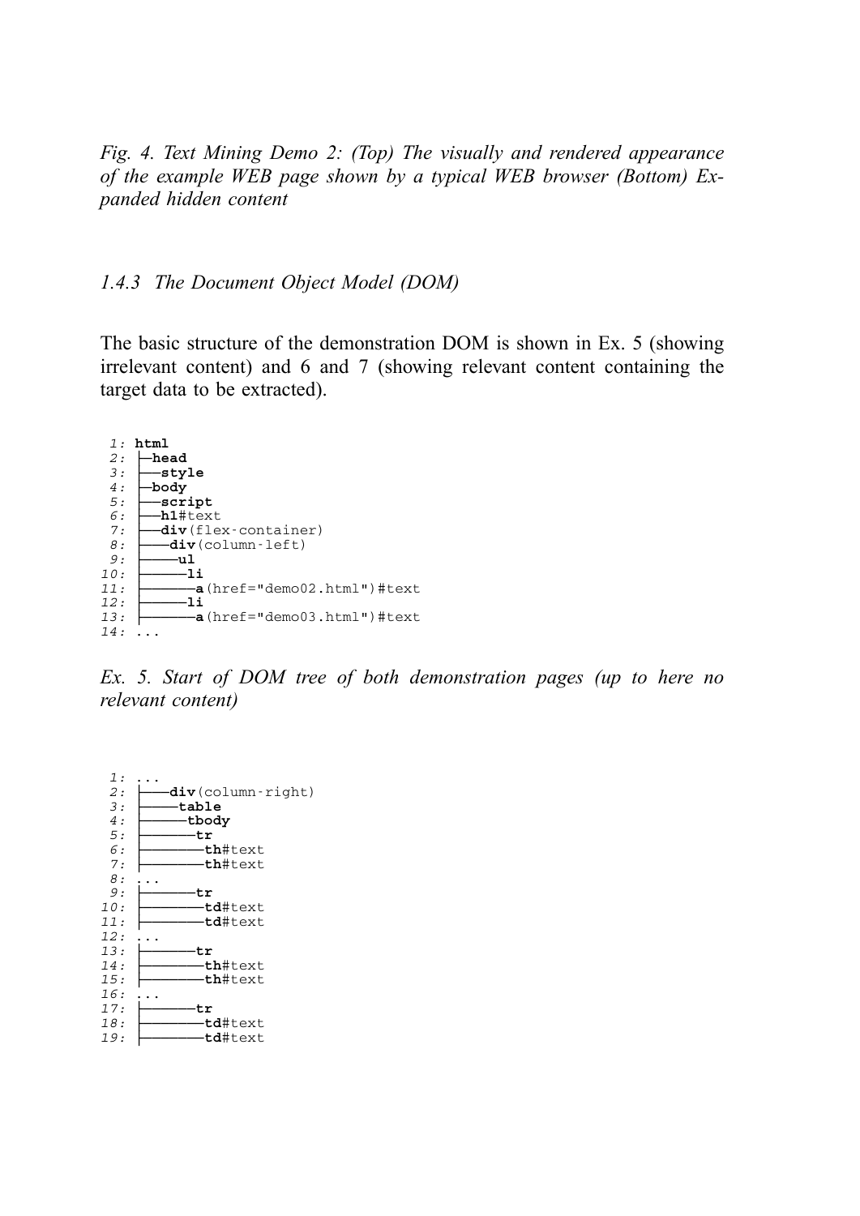*Fig. 4. Text Mining Demo 2: (Top) The visually and rendered appearance of the example WEB page shown by a typical WEB browser (Bottom) Expanded hidden content*

### *1.4.3 The Document Object Model (DOM)*

The basic structure of the demonstration DOM is shown in Ex. 5 (showing irrelevant content) and 6 and 7 (showing relevant content containing the target data to be extracted).

```
 1: html
 2: ├─head
 3: ├──style
 4: ├─body
 5: ├──script
 6: ├──h1#text
 7: ├──div(flex-container)
 8: ├───div(column-left)
 9: ├────ul
10: ├─────li
11: ├──────a(href="demo02.html")#text
12: ├─────li
13: ├──────a(href="demo03.html")#text
14: ...
```

*Ex. 5. Start of DOM tree of both demonstration pages (up to here no relevant content)*

```
 1: ...
 2: ├───div(column-right)
 3: ├────table
 4: ├─────tbody
 5: ├──────tr
 6: ├───────th#text
 7: ├───────th#text
 8: ...
 9: ├──────tr
10: ├───────td#text
11: ├───────td#text
12: ...
13: ├──────tr
14: ├───────th#text
15: ├───────th#text
16: ...
17: ├──────tr
18: ├───────td#text
19: ├───────td#text
```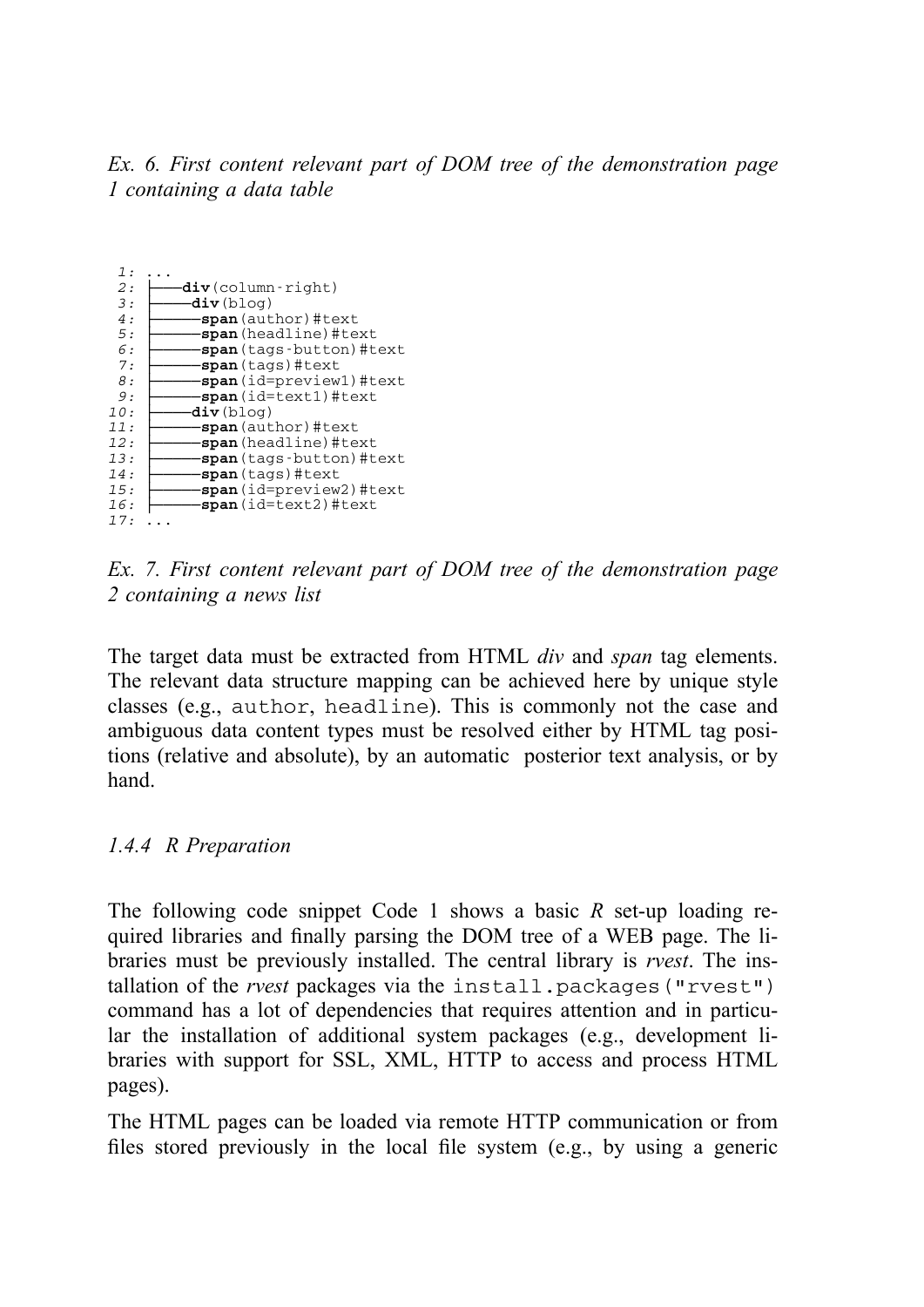*Ex. 6. First content relevant part of DOM tree of the demonstration page 1 containing a data table*

```
 1: ...
 2: ├──div(column-right)
 3: ├───div(blog)
 4: ├────span(author)#text
 5: ├────span(headline)#text
 6: ├────span(tags-button)#text
 7: ├────span(tags)#text
 8: ├────span(id=preview1)#text
 9: ├────span(id=text1)#text
10: ├───div(blog)
11: ├────span(author)#text
12: ├────span(headline)#text
13: ├────span(tags-button)#text
14: ├────span(tags)#text
15: ├────span(id=preview2)#text
16: ├────span(id=text2)#text
17: ...
```

*Ex. 7. First content relevant part of DOM tree of the demonstration page 2 containing a news list*

The target data must be extracted from HTML *div* and *span* tag elements. The relevant data structure mapping can be achieved here by unique style classes (e.g., `author`, `headline`). This is commonly not the case and ambiguous data content types must be resolved either by HTML tag positions (relative and absolute), by an automatic posterior text analysis, or by hand.

### 1.4.4 R Preparation

The following code snippet Code 1 shows a basic *R* set-up loading required libraries and finally parsing the DOM tree of a WEB page. The libraries must be previously installed. The central library is *rvest*. The installation of the *rvest* packages via the `install.packages("rvest")` command has a lot of dependencies that requires attention and in particular the installation of additional system packages (e.g., development libraries with support for SSL, XML, HTTP to access and process HTML pages).

The HTML pages can be loaded via remote HTTP communication or from files stored previously in the local file system (e.g., by using a generic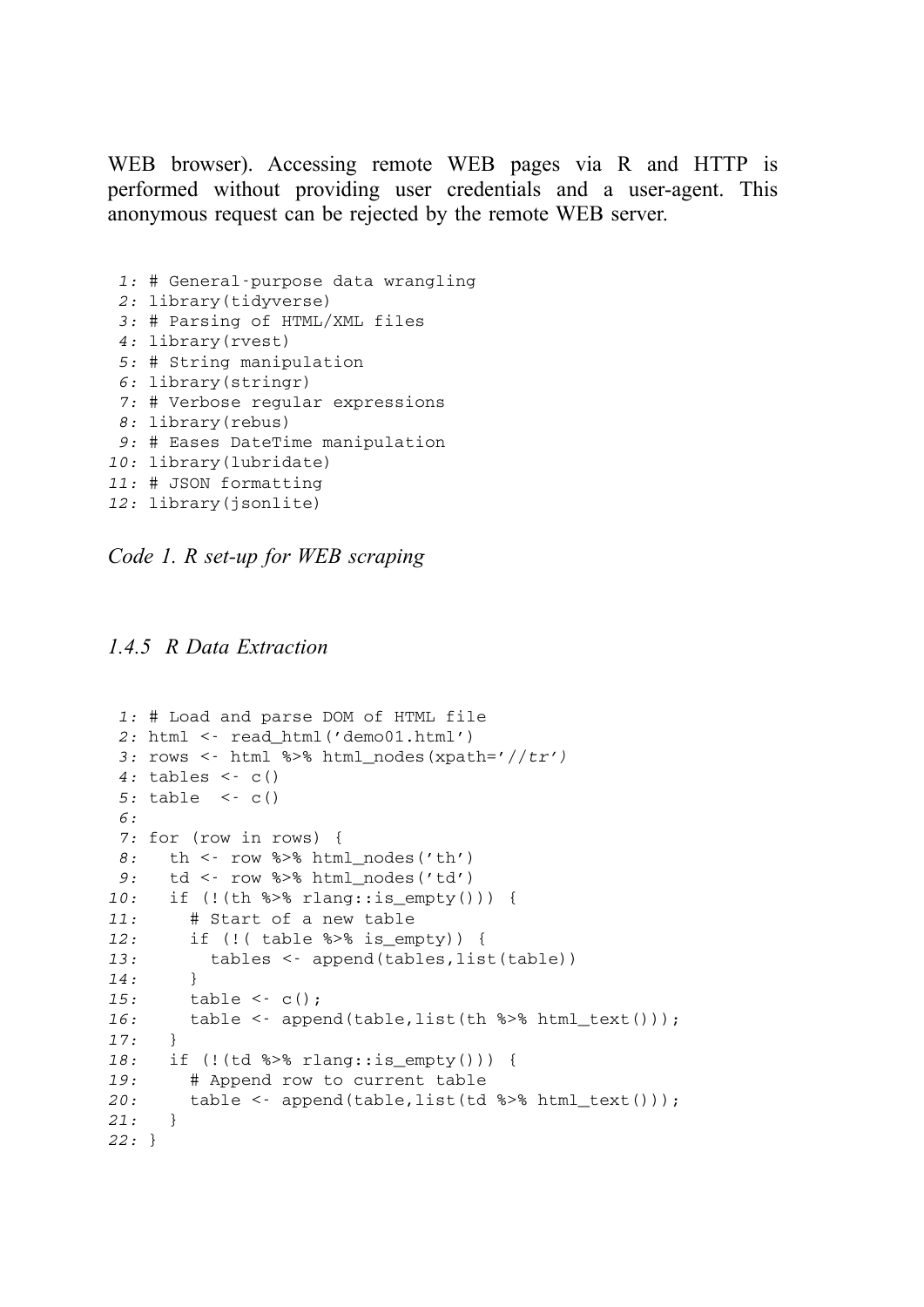WEB browser). Accessing remote WEB pages via R and HTTP is performed without providing user credentials and a user-agent. This anonymous request can be rejected by the remote WEB server.

```
 1: # General-purpose data wrangling
 2: library(tidyverse)
 3: # Parsing of HTML/XML files
 4: library(rvest)
 5: # String manipulation
 6: library(stringr)
 7: # Verbose regular expressions
 8: library(rebus)
 9: # Eases DateTime manipulation
10: library(lubridate)
11: # JSON formatting
12: library(jsonlite)
```

*Code 1. R set-up for WEB scraping*

### 1.4.5 R Data Extraction

```
 1: # Load and parse DOM of HTML file
 2: html <- read_html('demo01.html')
 3: rows <- html %>% html_nodes(xpath='//tr')
 4: tables <- c()
 5: table  <- c()
 6:
 7: for (row in rows) {
 8:   th <- row %>% html_nodes('th')
 9:   td <- row %>% html_nodes('td')
10:   if (!(th %>% rlang::is_empty())) {
11:     # Start of a new table
12:     if (!( table %>% is_empty)) {
13:       tables <- append(tables,list(table))
14:     }
15:     table <- c();
16:     table <- append(table,list(th %>% html_text()));
17:   }
18:   if (!(td %>% rlang::is_empty())) {
19:     # Append row to current table
20:     table <- append(table,list(td %>% html_text()));
21:   }
22: }
```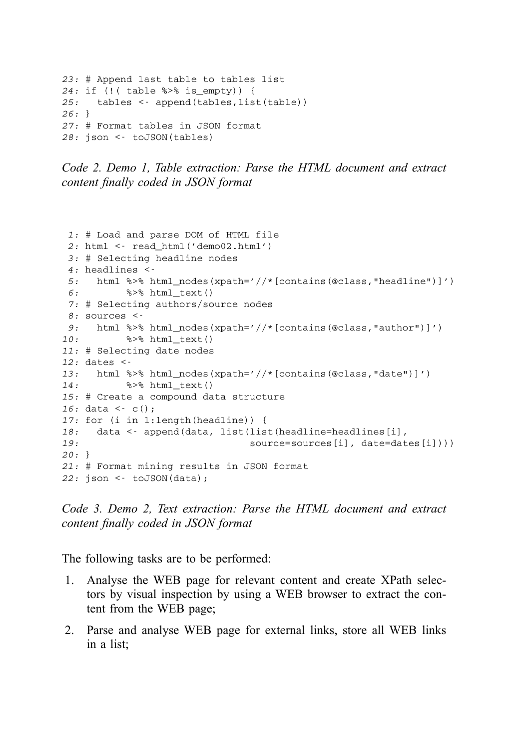```
23: # Append last table to tables list
24: if (!( table %>% is_empty)) {
25:   tables <- append(tables,list(table))
26: }
27: # Format tables in JSON format
28: json <- toJSON(tables)
```

*Code 2. Demo 1, Table extraction: Parse the HTML document and extract content finally coded in JSON format*

```
 1: # Load and parse DOM of HTML file
 2: html <- read_html('demo02.html')
 3: # Selecting headline nodes
 4: headlines <-
 5:   html %>% html_nodes(xpath='//*[contains(@class,"headline")]')
 6:        %>% html_text()
 7: # Selecting authors/source nodes
 8: sources <-
 9:   html %>% html_nodes(xpath='//*[contains(@class,"author")]')
10:        %>% html_text()
11: # Selecting date nodes
12: dates <-
13:   html %>% html_nodes(xpath='//*[contains(@class,"date")]')
14:        %>% html_text()
15: # Create a compound data structure
16: data <- c();
17: for (i in 1:length(headline)) {
18:   data <- append(data, list(list(headline=headlines[i],
19:                             source=sources[i], date=dates[i])))
20: }
21: # Format mining results in JSON format
22: json <- toJSON(data);
```

*Code 3. Demo 2, Text extraction: Parse the HTML document and extract content finally coded in JSON format*

The following tasks are to be performed:

1. Analyse the WEB page for relevant content and create XPath selectors by visual inspection by using a WEB browser to extract the content from the WEB page;
2. Parse and analyse WEB page for external links, store all WEB links in a list;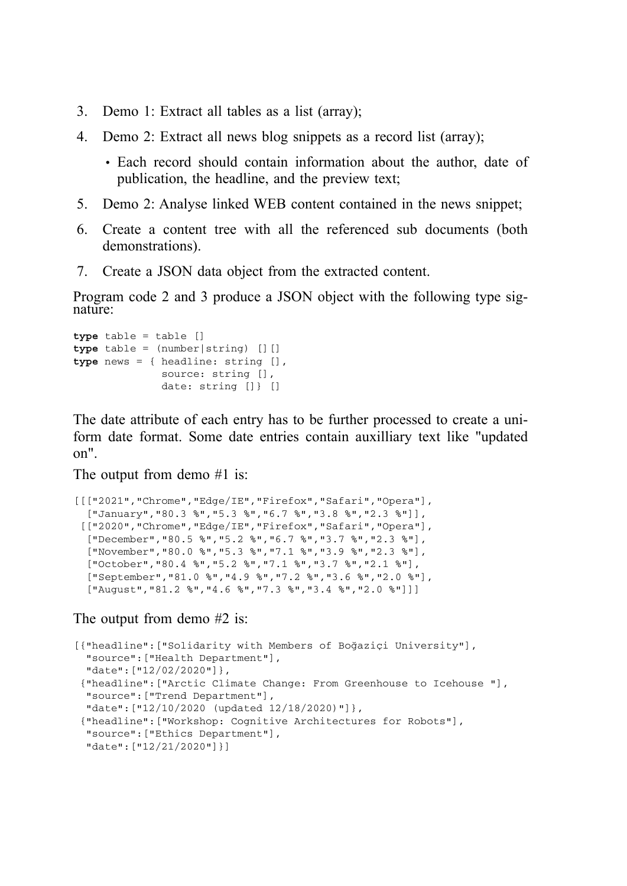3. Demo 1: Extract all tables as a list (array);
4. Demo 2: Extract all news blog snippets as a record list (array);
   - Each record should contain information about the author, date of publication, the headline, and the preview text;
5. Demo 2: Analyse linked WEB content contained in the news snippet;
6. Create a content tree with all the referenced sub documents (both demonstrations).
7. Create a JSON data object from the extracted content.

Program code 2 and 3 produce a JSON object with the following type signature:

```
type table = table []
type table = (number|string) [][]
type news = { headline: string [],
              source: string [],
              date: string []} []
```

The date attribute of each entry has to be further processed to create a uniform date format. Some date entries contain auxilliary text like "updated on".

The output from demo #1 is:

```
[[["2021","Chrome","Edge/IE","Firefox","Safari","Opera"],
  ["January","80.3 %","5.3 %","6.7 %","3.8 %","2.3 %"]],
 [["2020","Chrome","Edge/IE","Firefox","Safari","Opera"],
  ["December","80.5 %","5.2 %","6.7 %","3.7 %","2.3 %"],
  ["November","80.0 %","5.3 %","7.1 %","3.9 %","2.3 %"],
  ["October","80.4 %","5.2 %","7.1 %","3.7 %","2.1 %"],
  ["September","81.0 %","4.9 %","7.2 %","3.6 %","2.0 %"],
  ["August","81.2 %","4.6 %","7.3 %","3.4 %","2.0 %"]]]
```

The output from demo #2 is:

```
[{"headline":["Solidarity with Members of Boğaziçi University"],
  "source":["Health Department"],
  "date":["12/02/2020"]},
 {"headline":["Arctic Climate Change: From Greenhouse to Icehouse "],
  "source":["Trend Department"],
  "date":["12/10/2020 (updated 12/18/2020)"]},
 {"headline":["Workshop: Cognitive Architectures for Robots"],
  "source":["Ethics Department"],
  "date":["12/21/2020"]}]
```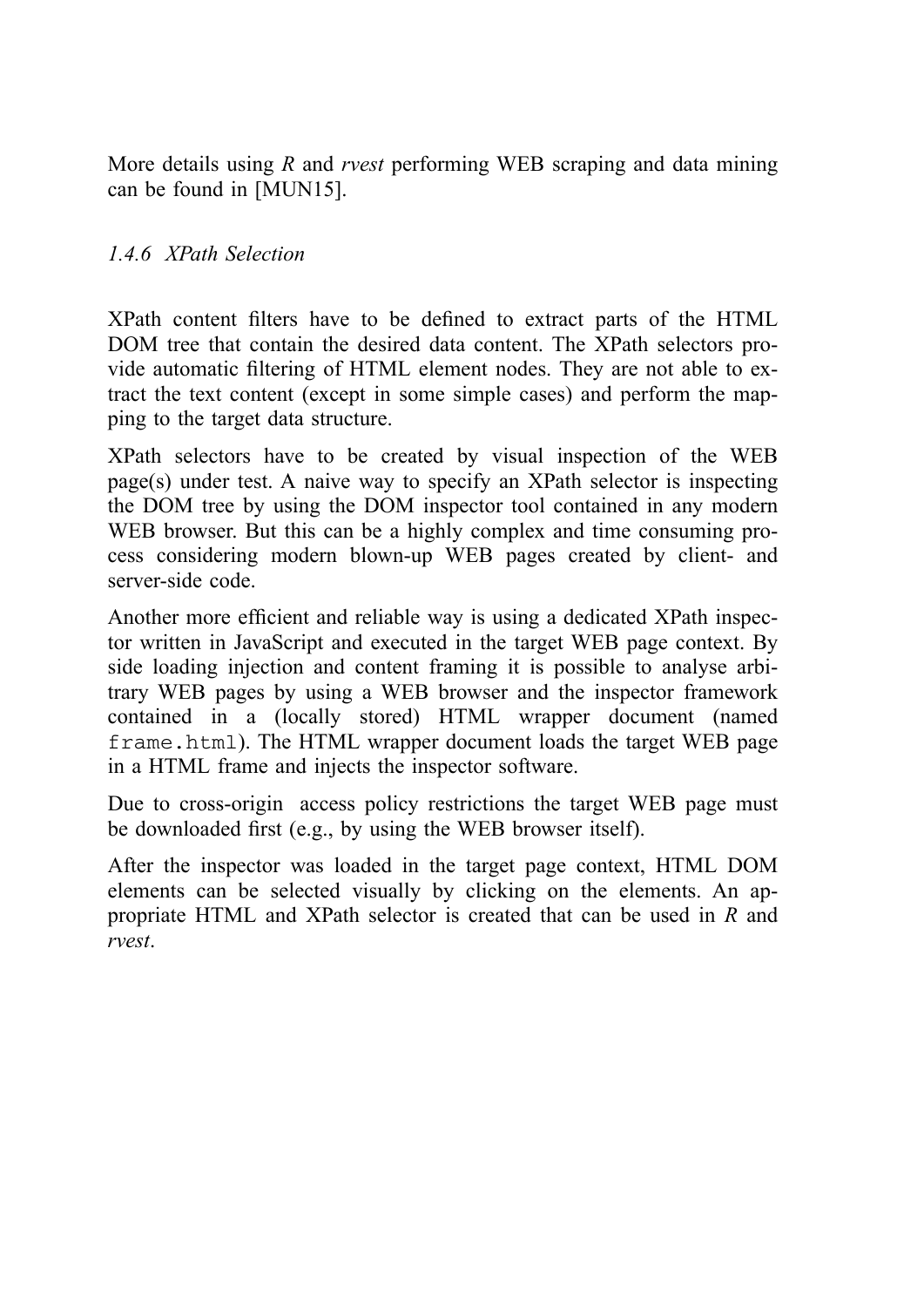More details using *R* and *rvest* performing WEB scraping and data mining can be found in [MUN15].

### *1.4.6 XPath Selection*

XPath content filters have to be defined to extract parts of the HTML DOM tree that contain the desired data content. The XPath selectors provide automatic filtering of HTML element nodes. They are not able to extract the text content (except in some simple cases) and perform the mapping to the target data structure.

XPath selectors have to be created by visual inspection of the WEB page(s) under test. A naive way to specify an XPath selector is inspecting the DOM tree by using the DOM inspector tool contained in any modern WEB browser. But this can be a highly complex and time consuming process considering modern blown-up WEB pages created by client- and server-side code.

Another more efficient and reliable way is using a dedicated XPath inspector written in JavaScript and executed in the target WEB page context. By side loading injection and content framing it is possible to analyse arbitrary WEB pages by using a WEB browser and the inspector framework contained in a (locally stored) HTML wrapper document (named `frame.html`). The HTML wrapper document loads the target WEB page in a HTML frame and injects the inspector software.

Due to cross-origin access policy restrictions the target WEB page must be downloaded first (e.g., by using the WEB browser itself).

After the inspector was loaded in the target page context, HTML DOM elements can be selected visually by clicking on the elements. An appropriate HTML and XPath selector is created that can be used in *R* and *rvest*.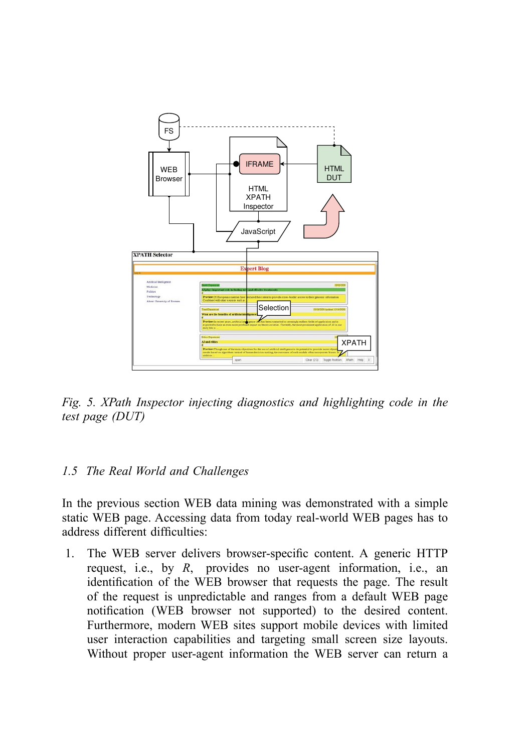*Fig. 5. XPath Inspector injecting diagnostics and highlighting code in the test page (DUT)*

### *1.5 The Real World and Challenges*

In the previous section WEB data mining was demonstrated with a simple static WEB page. Accessing data from today real-world WEB pages has to address different difficulties:

1. The WEB server delivers browser-specific content. A generic HTTP request, i.e., by *R*, provides no user-agent information, i.e., an identification of the WEB browser that requests the page. The result of the request is unpredictable and ranges from a default WEB page notification (WEB browser not supported) to the desired content. Furthermore, modern WEB sites support mobile devices with limited user interaction capabilities and targeting small screen size layouts. Without proper user-agent information the WEB server can return a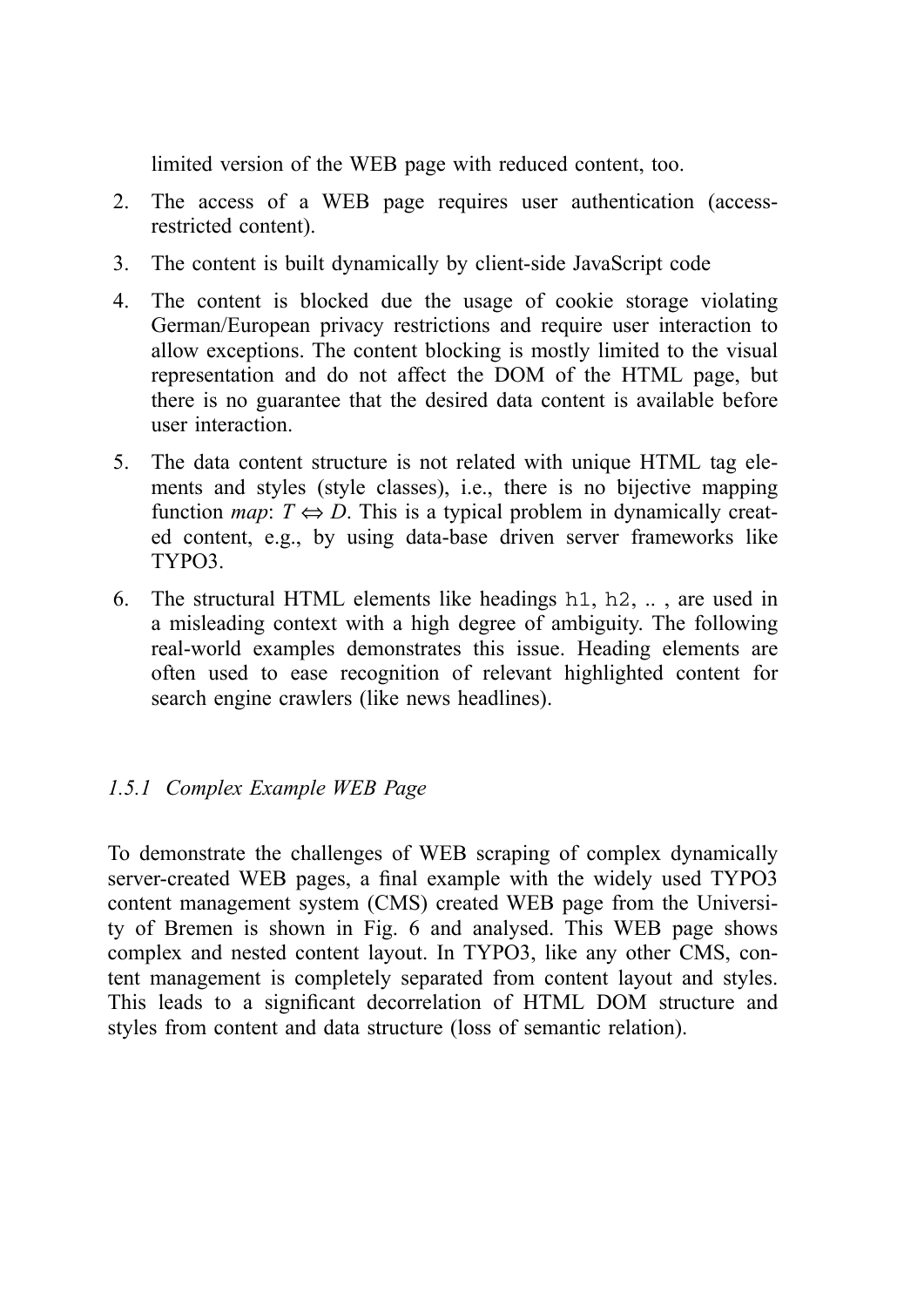limited version of the WEB page with reduced content, too.

2. The access of a WEB page requires user authentication (access-restricted content).
3. The content is built dynamically by client-side JavaScript code
4. The content is blocked due the usage of cookie storage violating German/European privacy restrictions and require user interaction to allow exceptions. The content blocking is mostly limited to the visual representation and do not affect the DOM of the HTML page, but there is no guarantee that the desired data content is available before user interaction.
5. The data content structure is not related with unique HTML tag elements and styles (style classes), i.e., there is no bijective mapping function *map*: $T \Leftrightarrow D$. This is a typical problem in dynamically created content, e.g., by using data-base driven server frameworks like TYPO3.
6. The structural HTML elements like headings `h1`, `h2`, .. , are used in a misleading context with a high degree of ambiguity. The following real-world examples demonstrates this issue. Heading elements are often used to ease recognition of relevant highlighted content for search engine crawlers (like news headlines).

### *1.5.1 Complex Example WEB Page*

To demonstrate the challenges of WEB scraping of complex dynamically server-created WEB pages, a final example with the widely used TYPO3 content management system (CMS) created WEB page from the University of Bremen is shown in Fig. 6 and analysed. This WEB page shows complex and nested content layout. In TYPO3, like any other CMS, content management is completely separated from content layout and styles. This leads to a significant decorrelation of HTML DOM structure and styles from content and data structure (loss of semantic relation).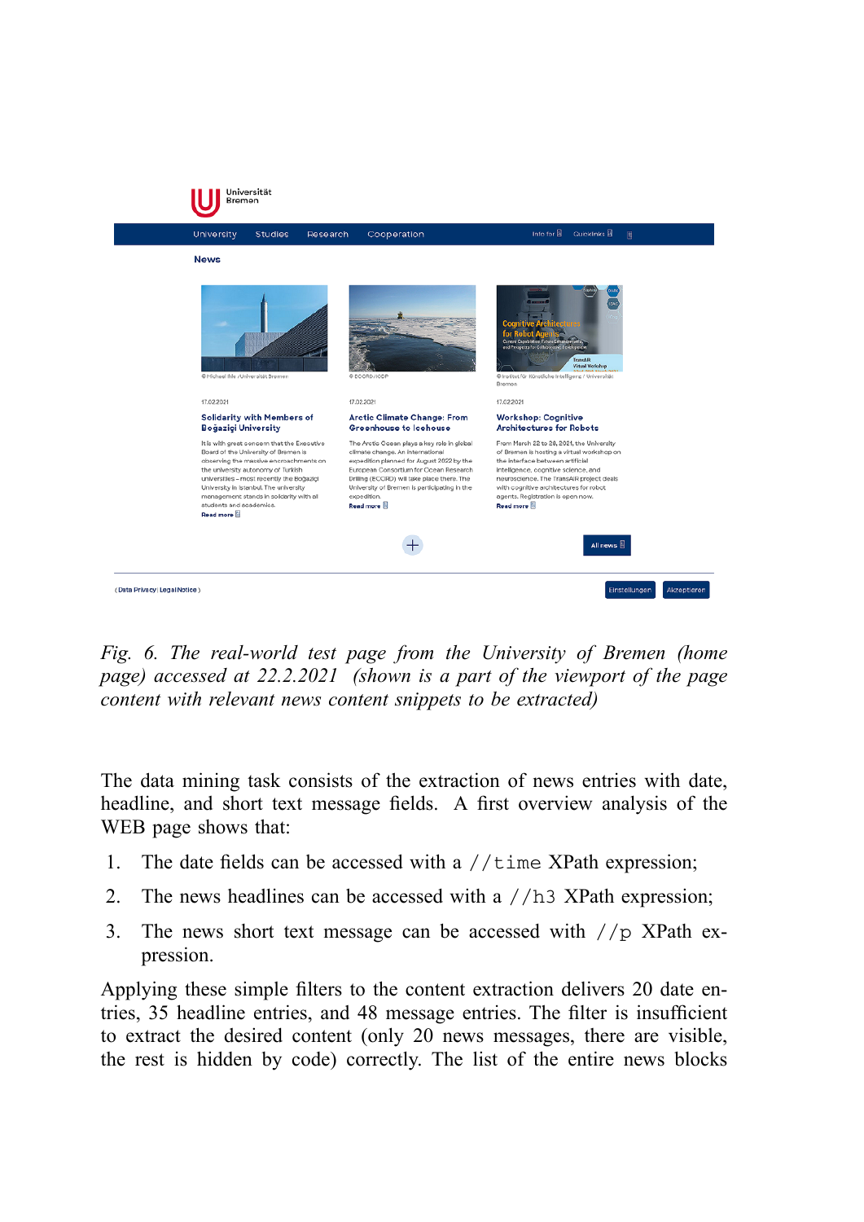*Fig. 6. The real-world test page from the University of Bremen (home page) accessed at 22.2.2021 (shown is a part of the viewport of the page content with relevant news content snippets to be extracted)*

The data mining task consists of the extraction of news entries with date, headline, and short text message fields. A first overview analysis of the WEB page shows that:

1. The date fields can be accessed with a `//time` XPath expression;
2. The news headlines can be accessed with a `//h3` XPath expression;
3. The news short text message can be accessed with `//p` XPath expression.

Applying these simple filters to the content extraction delivers 20 date entries, 35 headline entries, and 48 message entries. The filter is insufficient to extract the desired content (only 20 news messages, there are visible, the rest is hidden by code) correctly. The list of the entire news blocks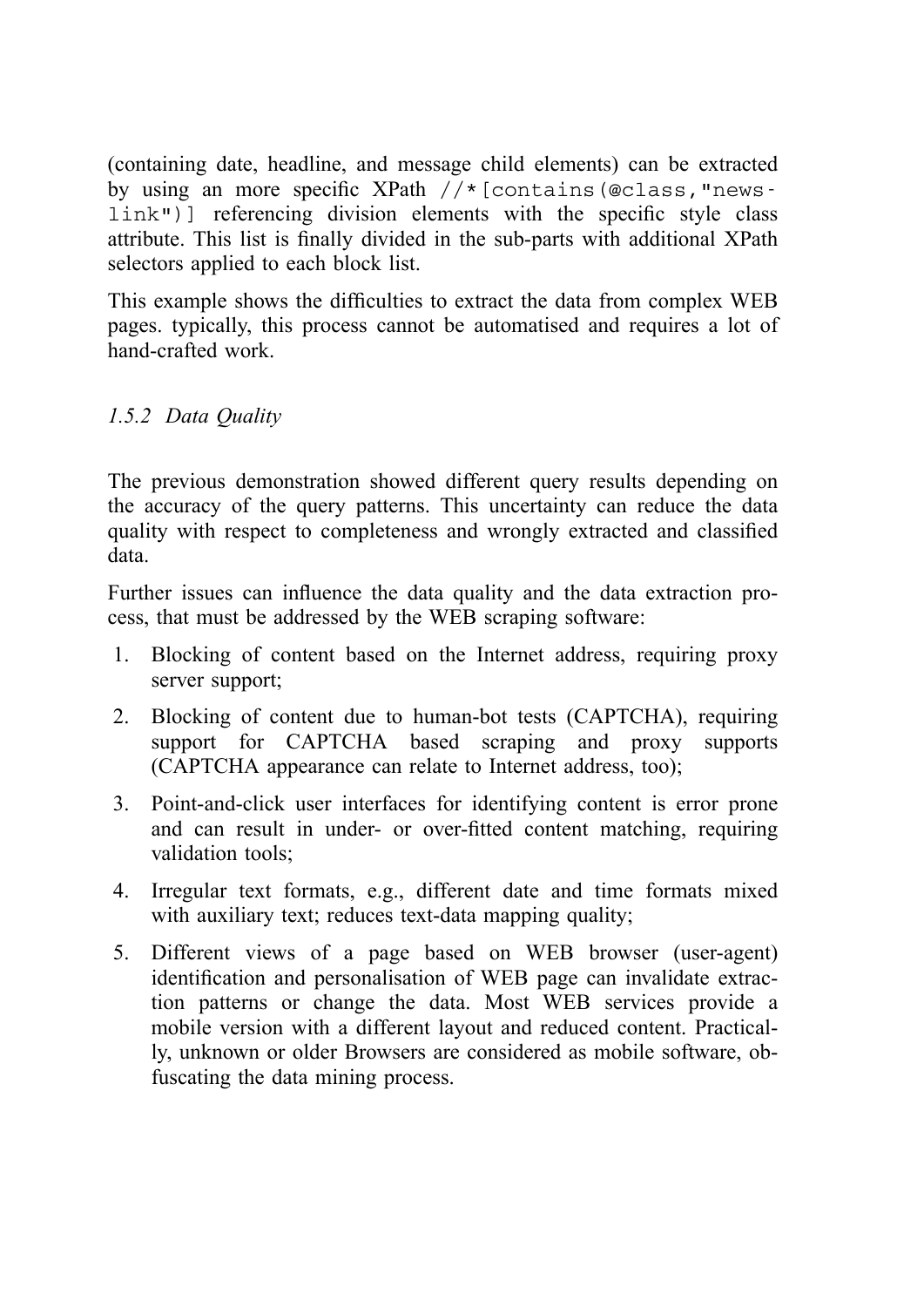(containing date, headline, and message child elements) can be extracted by using an more specific XPath `//*[contains(@class,"news-link")]` referencing division elements with the specific style class attribute. This list is finally divided in the sub-parts with additional XPath selectors applied to each block list.

This example shows the difficulties to extract the data from complex WEB pages. typically, this process cannot be automatised and requires a lot of hand-crafted work.

### *1.5.2 Data Quality*

The previous demonstration showed different query results depending on the accuracy of the query patterns. This uncertainty can reduce the data quality with respect to completeness and wrongly extracted and classified data.

Further issues can influence the data quality and the data extraction process, that must be addressed by the WEB scraping software:

1. Blocking of content based on the Internet address, requiring proxy server support;
2. Blocking of content due to human-bot tests (CAPTCHA), requiring support for CAPTCHA based scraping and proxy supports (CAPTCHA appearance can relate to Internet address, too);
3. Point-and-click user interfaces for identifying content is error prone and can result in under- or over-fitted content matching, requiring validation tools;
4. Irregular text formats, e.g., different date and time formats mixed with auxiliary text; reduces text-data mapping quality;
5. Different views of a page based on WEB browser (user-agent) identification and personalisation of WEB page can invalidate extraction patterns or change the data. Most WEB services provide a mobile version with a different layout and reduced content. Practically, unknown or older Browsers are considered as mobile software, obfuscating the data mining process.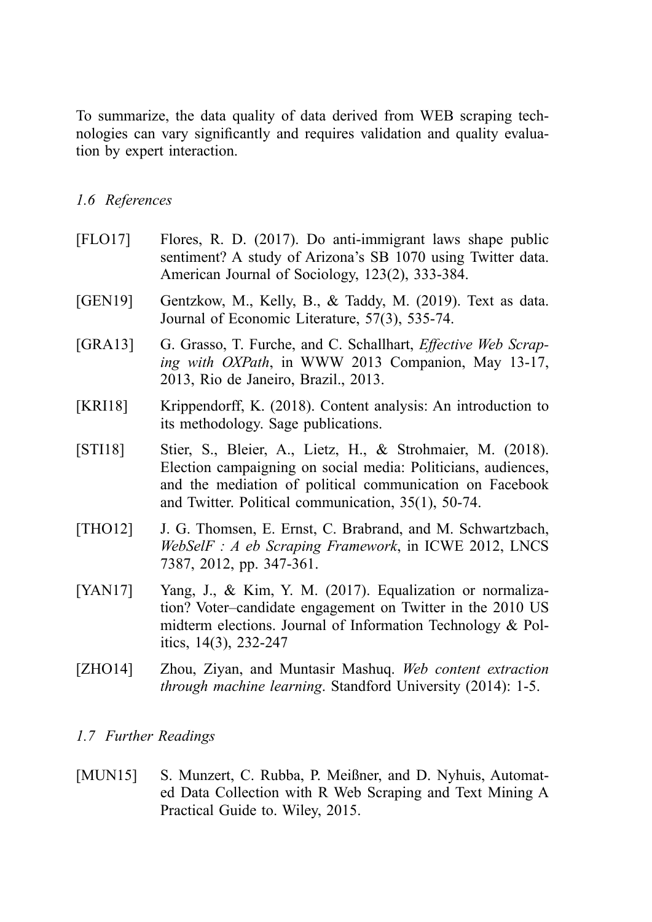To summarize, the data quality of data derived from WEB scraping technologies can vary significantly and requires validation and quality evaluation by expert interaction.

### *1.6 References*

[FLO17] Flores, R. D. (2017). Do anti-immigrant laws shape public sentiment? A study of Arizona's SB 1070 using Twitter data. American Journal of Sociology, 123(2), 333-384.

[GEN19] Gentzkow, M., Kelly, B., & Taddy, M. (2019). Text as data. Journal of Economic Literature, 57(3), 535-74.

[GRA13] G. Grasso, T. Furche, and C. Schallhart, *Effective Web Scraping with OXPath*, in WWW 2013 Companion, May 13-17, 2013, Rio de Janeiro, Brazil., 2013.

[KRI18] Krippendorff, K. (2018). Content analysis: An introduction to its methodology. Sage publications.

[STI18] Stier, S., Bleier, A., Lietz, H., & Strohmaier, M. (2018). Election campaigning on social media: Politicians, audiences, and the mediation of political communication on Facebook and Twitter. Political communication, 35(1), 50-74.

[THO12] J. G. Thomsen, E. Ernst, C. Brabrand, and M. Schwartzbach, *WebSelF : A eb Scraping Framework*, in ICWE 2012, LNCS 7387, 2012, pp. 347-361.

[YAN17] Yang, J., & Kim, Y. M. (2017). Equalization or normalization? Voter–candidate engagement on Twitter in the 2010 US midterm elections. Journal of Information Technology & Politics, 14(3), 232-247

[ZHO14] Zhou, Ziyan, and Muntasir Mashuq. *Web content extraction through machine learning*. Standford University (2014): 1-5.

### *1.7 Further Readings*

[MUN15] S. Munzert, C. Rubba, P. Meißner, and D. Nyhuis, Automated Data Collection with R Web Scraping and Text Mining A Practical Guide to. Wiley, 2015.